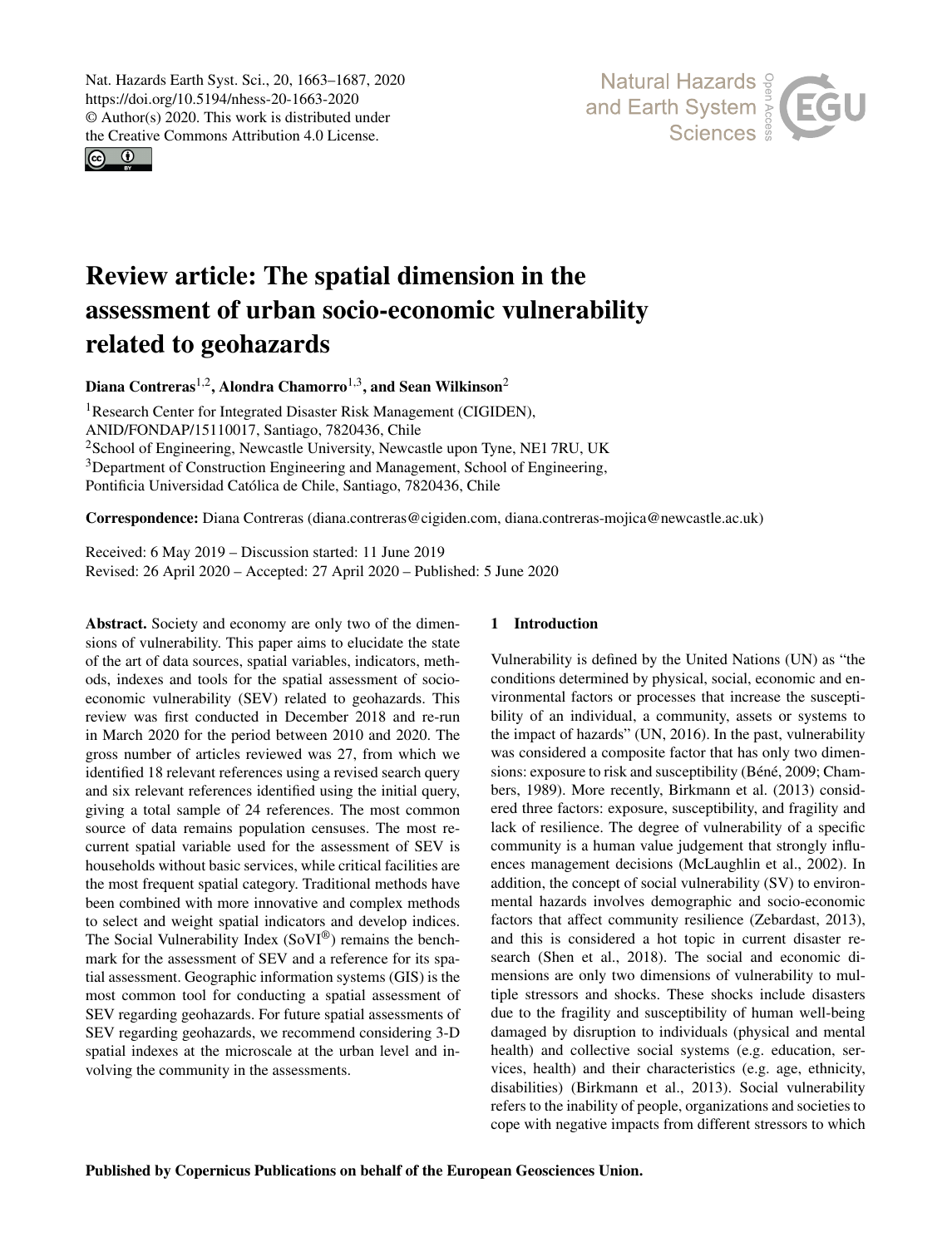# Review article: The spatial dimension in the assessment of urban socio-economic vulnerability related to geohazards

**Diana Contreras**[1,2], **Alondra Chamorro**[1,3], **and Sean Wilkinson**[2]

[1]Research Center for Integrated Disaster Risk Management (CIGIDEN), ANID/FONDAP/15110017, Santiago, 7820436, Chile
[2]School of Engineering, Newcastle University, Newcastle upon Tyne, NE1 7RU, UK
[3]Department of Construction Engineering and Management, School of Engineering, Pontificia Universidad Católica de Chile, Santiago, 7820436, Chile

**Correspondence:** Diana Contreras (diana.contreras@cigiden.com, diana.contreras-mojica@newcastle.ac.uk)

Received: 6 May 2019 – Discussion started: 11 June 2019
Revised: 26 April 2020 – Accepted: 27 April 2020 – Published: 5 June 2020

**Abstract.** Society and economy are only two of the dimensions of vulnerability. This paper aims to elucidate the state of the art of data sources, spatial variables, indicators, methods, indexes and tools for the spatial assessment of socio-economic vulnerability (SEV) related to geohazards. This review was first conducted in December 2018 and re-run in March 2020 for the period between 2010 and 2020. The gross number of articles reviewed was 27, from which we identified 18 relevant references using a revised search query and six relevant references identified using the initial query, giving a total sample of 24 references. The most common source of data remains population censuses. The most recurrent spatial variable used for the assessment of SEV is households without basic services, while critical facilities are the most frequent spatial category. Traditional methods have been combined with more innovative and complex methods to select and weight spatial indicators and develop indices. The Social Vulnerability Index (SoVI®) remains the benchmark for the assessment of SEV and a reference for its spatial assessment. Geographic information systems (GIS) is the most common tool for conducting a spatial assessment of SEV regarding geohazards. For future spatial assessments of SEV regarding geohazards, we recommend considering 3-D spatial indexes at the microscale at the urban level and involving the community in the assessments.

## 1 Introduction

Vulnerability is defined by the United Nations (UN) as "the conditions determined by physical, social, economic and environmental factors or processes that increase the susceptibility of an individual, a community, assets or systems to the impact of hazards" (UN, 2016). In the past, vulnerability was considered a composite factor that has only two dimensions: exposure to risk and susceptibility (Béné, 2009; Chambers, 1989). More recently, Birkmann et al. (2013) considered three factors: exposure, susceptibility, and fragility and lack of resilience. The degree of vulnerability of a specific community is a human value judgement that strongly influences management decisions (McLaughlin et al., 2002). In addition, the concept of social vulnerability (SV) to environmental hazards involves demographic and socio-economic factors that affect community resilience (Zebardast, 2013), and this is considered a hot topic in current disaster research (Shen et al., 2018). The social and economic dimensions are only two dimensions of vulnerability to multiple stressors and shocks. These shocks include disasters due to the fragility and susceptibility of human well-being damaged by disruption to individuals (physical and mental health) and collective social systems (e.g. education, services, health) and their characteristics (e.g. age, ethnicity, disabilities) (Birkmann et al., 2013). Social vulnerability refers to the inability of people, organizations and societies to cope with negative impacts from different stressors to which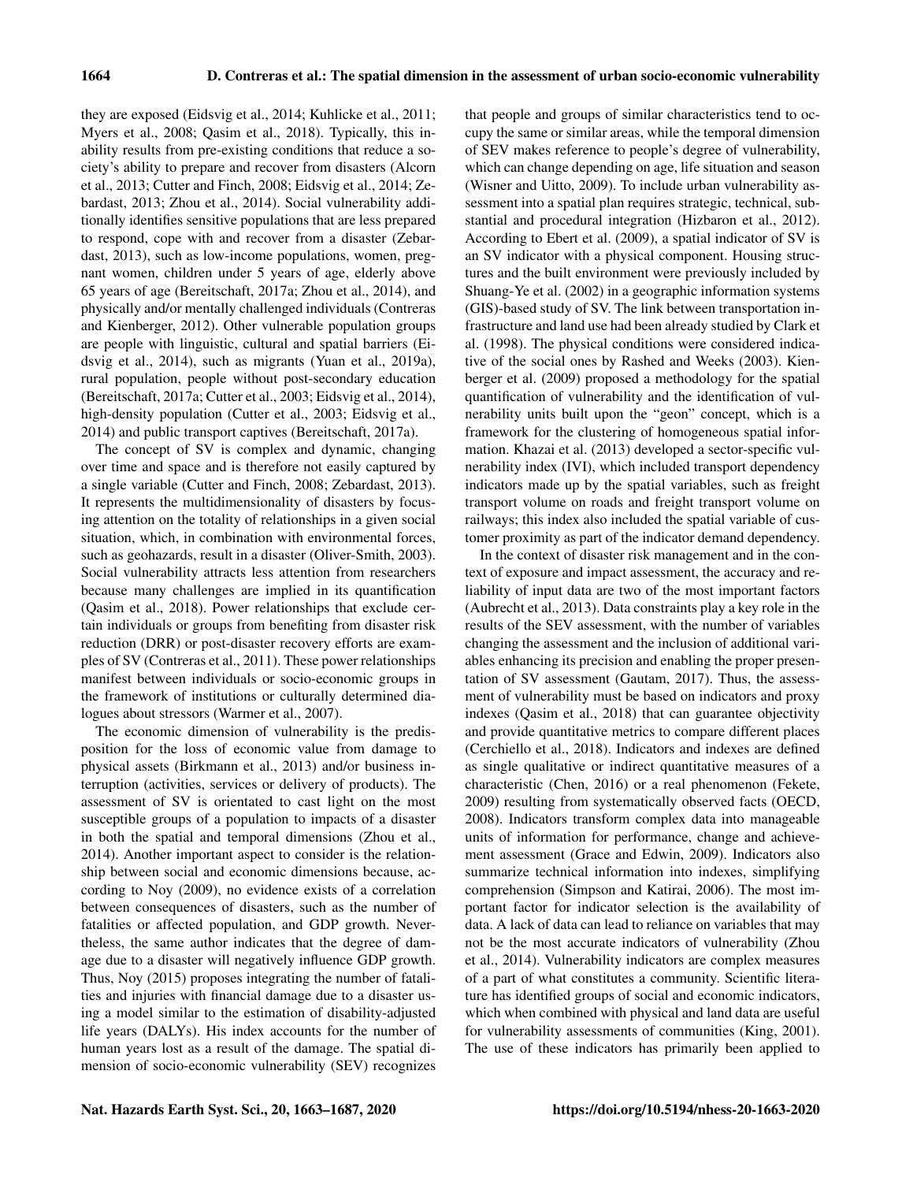they are exposed (Eidsvig et al., 2014; Kuhlicke et al., 2011; Myers et al., 2008; Qasim et al., 2018). Typically, this inability results from pre-existing conditions that reduce a society's ability to prepare and recover from disasters (Alcorn et al., 2013; Cutter and Finch, 2008; Eidsvig et al., 2014; Zebardast, 2013; Zhou et al., 2014). Social vulnerability additionally identifies sensitive populations that are less prepared to respond, cope with and recover from a disaster (Zebardast, 2013), such as low-income populations, women, pregnant women, children under 5 years of age, elderly above 65 years of age (Bereitschaft, 2017a; Zhou et al., 2014), and physically and/or mentally challenged individuals (Contreras and Kienberger, 2012). Other vulnerable population groups are people with linguistic, cultural and spatial barriers (Eidsvig et al., 2014), such as migrants (Yuan et al., 2019a), rural population, people without post-secondary education (Bereitschaft, 2017a; Cutter et al., 2003; Eidsvig et al., 2014), high-density population (Cutter et al., 2003; Eidsvig et al., 2014) and public transport captives (Bereitschaft, 2017a).

The concept of SV is complex and dynamic, changing over time and space and is therefore not easily captured by a single variable (Cutter and Finch, 2008; Zebardast, 2013). It represents the multidimensionality of disasters by focusing attention on the totality of relationships in a given social situation, which, in combination with environmental forces, such as geohazards, result in a disaster (Oliver-Smith, 2003). Social vulnerability attracts less attention from researchers because many challenges are implied in its quantification (Qasim et al., 2018). Power relationships that exclude certain individuals or groups from benefiting from disaster risk reduction (DRR) or post-disaster recovery efforts are examples of SV (Contreras et al., 2011). These power relationships manifest between individuals or socio-economic groups in the framework of institutions or culturally determined dialogues about stressors (Warmer et al., 2007).

The economic dimension of vulnerability is the predisposition for the loss of economic value from damage to physical assets (Birkmann et al., 2013) and/or business interruption (activities, services or delivery of products). The assessment of SV is orientated to cast light on the most susceptible groups of a population to impacts of a disaster in both the spatial and temporal dimensions (Zhou et al., 2014). Another important aspect to consider is the relationship between social and economic dimensions because, according to Noy (2009), no evidence exists of a correlation between consequences of disasters, such as the number of fatalities or affected population, and GDP growth. Nevertheless, the same author indicates that the degree of damage due to a disaster will negatively influence GDP growth. Thus, Noy (2015) proposes integrating the number of fatalities and injuries with financial damage due to a disaster using a model similar to the estimation of disability-adjusted life years (DALYs). His index accounts for the number of human years lost as a result of the damage. The spatial dimension of socio-economic vulnerability (SEV) recognizes that people and groups of similar characteristics tend to occupy the same or similar areas, while the temporal dimension of SEV makes reference to people's degree of vulnerability, which can change depending on age, life situation and season (Wisner and Uitto, 2009). To include urban vulnerability assessment into a spatial plan requires strategic, technical, substantial and procedural integration (Hizbaron et al., 2012). According to Ebert et al. (2009), a spatial indicator of SV is an SV indicator with a physical component. Housing structures and the built environment were previously included by Shuang-Ye et al. (2002) in a geographic information systems (GIS)-based study of SV. The link between transportation infrastructure and land use had been already studied by Clark et al. (1998). The physical conditions were considered indicative of the social ones by Rashed and Weeks (2003). Kienberger et al. (2009) proposed a methodology for the spatial quantification of vulnerability and the identification of vulnerability units built upon the "geon" concept, which is a framework for the clustering of homogeneous spatial information. Khazai et al. (2013) developed a sector-specific vulnerability index (IVI), which included transport dependency indicators made up by the spatial variables, such as freight transport volume on roads and freight transport volume on railways; this index also included the spatial variable of customer proximity as part of the indicator demand dependency.

In the context of disaster risk management and in the context of exposure and impact assessment, the accuracy and reliability of input data are two of the most important factors (Aubrecht et al., 2013). Data constraints play a key role in the results of the SEV assessment, with the number of variables changing the assessment and the inclusion of additional variables enhancing its precision and enabling the proper presentation of SV assessment (Gautam, 2017). Thus, the assessment of vulnerability must be based on indicators and proxy indexes (Qasim et al., 2018) that can guarantee objectivity and provide quantitative metrics to compare different places (Cerchiello et al., 2018). Indicators and indexes are defined as single qualitative or indirect quantitative measures of a characteristic (Chen, 2016) or a real phenomenon (Fekete, 2009) resulting from systematically observed facts (OECD, 2008). Indicators transform complex data into manageable units of information for performance, change and achievement assessment (Grace and Edwin, 2009). Indicators also summarize technical information into indexes, simplifying comprehension (Simpson and Katirai, 2006). The most important factor for indicator selection is the availability of data. A lack of data can lead to reliance on variables that may not be the most accurate indicators of vulnerability (Zhou et al., 2014). Vulnerability indicators are complex measures of a part of what constitutes a community. Scientific literature has identified groups of social and economic indicators, which when combined with physical and land data are useful for vulnerability assessments of communities (King, 2001). The use of these indicators has primarily been applied to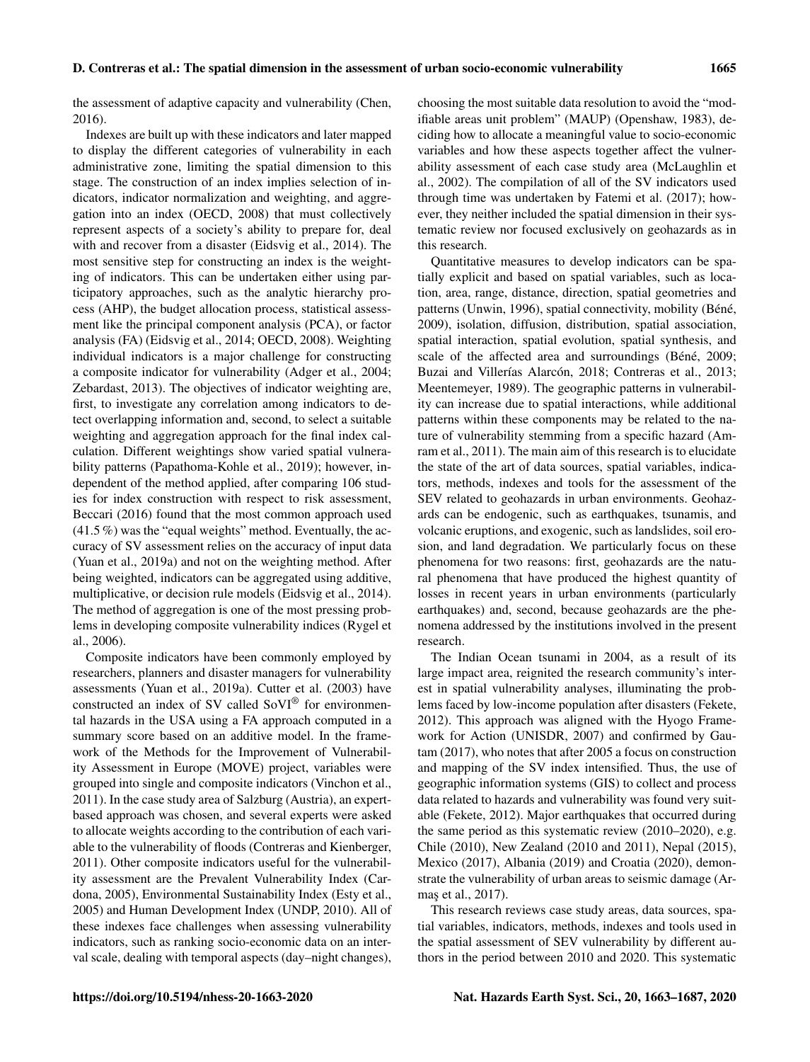the assessment of adaptive capacity and vulnerability (Chen, 2016).

Indexes are built up with these indicators and later mapped to display the different categories of vulnerability in each administrative zone, limiting the spatial dimension to this stage. The construction of an index implies selection of indicators, indicator normalization and weighting, and aggregation into an index (OECD, 2008) that must collectively represent aspects of a society's ability to prepare for, deal with and recover from a disaster (Eidsvig et al., 2014). The most sensitive step for constructing an index is the weighting of indicators. This can be undertaken either using participatory approaches, such as the analytic hierarchy process (AHP), the budget allocation process, statistical assessment like the principal component analysis (PCA), or factor analysis (FA) (Eidsvig et al., 2014; OECD, 2008). Weighting individual indicators is a major challenge for constructing a composite indicator for vulnerability (Adger et al., 2004; Zebardast, 2013). The objectives of indicator weighting are, first, to investigate any correlation among indicators to detect overlapping information and, second, to select a suitable weighting and aggregation approach for the final index calculation. Different weightings show varied spatial vulnerability patterns (Papathoma-Kohle et al., 2019); however, independent of the method applied, after comparing 106 studies for index construction with respect to risk assessment, Beccari (2016) found that the most common approach used (41.5 %) was the "equal weights" method. Eventually, the accuracy of SV assessment relies on the accuracy of input data (Yuan et al., 2019a) and not on the weighting method. After being weighted, indicators can be aggregated using additive, multiplicative, or decision rule models (Eidsvig et al., 2014). The method of aggregation is one of the most pressing problems in developing composite vulnerability indices (Rygel et al., 2006).

Composite indicators have been commonly employed by researchers, planners and disaster managers for vulnerability assessments (Yuan et al., 2019a). Cutter et al. (2003) have constructed an index of SV called SoVI® for environmental hazards in the USA using a FA approach computed in a summary score based on an additive model. In the framework of the Methods for the Improvement of Vulnerability Assessment in Europe (MOVE) project, variables were grouped into single and composite indicators (Vinchon et al., 2011). In the case study area of Salzburg (Austria), an expert-based approach was chosen, and several experts were asked to allocate weights according to the contribution of each variable to the vulnerability of floods (Contreras and Kienberger, 2011). Other composite indicators useful for the vulnerability assessment are the Prevalent Vulnerability Index (Cardona, 2005), Environmental Sustainability Index (Esty et al., 2005) and Human Development Index (UNDP, 2010). All of these indexes face challenges when assessing vulnerability indicators, such as ranking socio-economic data on an interval scale, dealing with temporal aspects (day–night changes), choosing the most suitable data resolution to avoid the "modifiable areas unit problem" (MAUP) (Openshaw, 1983), deciding how to allocate a meaningful value to socio-economic variables and how these aspects together affect the vulnerability assessment of each case study area (McLaughlin et al., 2002). The compilation of all of the SV indicators used through time was undertaken by Fatemi et al. (2017); however, they neither included the spatial dimension in their systematic review nor focused exclusively on geohazards as in this research.

Quantitative measures to develop indicators can be spatially explicit and based on spatial variables, such as location, area, range, distance, direction, spatial geometries and patterns (Unwin, 1996), spatial connectivity, mobility (Béné, 2009), isolation, diffusion, distribution, spatial association, spatial interaction, spatial evolution, spatial synthesis, and scale of the affected area and surroundings (Béné, 2009; Buzai and Villerías Alarcón, 2018; Contreras et al., 2013; Meentemeyer, 1989). The geographic patterns in vulnerability can increase due to spatial interactions, while additional patterns within these components may be related to the nature of vulnerability stemming from a specific hazard (Amram et al., 2011). The main aim of this research is to elucidate the state of the art of data sources, spatial variables, indicators, methods, indexes and tools for the assessment of the SEV related to geohazards in urban environments. Geohazards can be endogenic, such as earthquakes, tsunamis, and volcanic eruptions, and exogenic, such as landslides, soil erosion, and land degradation. We particularly focus on these phenomena for two reasons: first, geohazards are the natural phenomena that have produced the highest quantity of losses in recent years in urban environments (particularly earthquakes) and, second, because geohazards are the phenomena addressed by the institutions involved in the present research.

The Indian Ocean tsunami in 2004, as a result of its large impact area, reignited the research community's interest in spatial vulnerability analyses, illuminating the problems faced by low-income population after disasters (Fekete, 2012). This approach was aligned with the Hyogo Framework for Action (UNISDR, 2007) and confirmed by Gautam (2017), who notes that after 2005 a focus on construction and mapping of the SV index intensified. Thus, the use of geographic information systems (GIS) to collect and process data related to hazards and vulnerability was found very suitable (Fekete, 2012). Major earthquakes that occurred during the same period as this systematic review (2010–2020), e.g. Chile (2010), New Zealand (2010 and 2011), Nepal (2015), Mexico (2017), Albania (2019) and Croatia (2020), demonstrate the vulnerability of urban areas to seismic damage (Armaş et al., 2017).

This research reviews case study areas, data sources, spatial variables, indicators, methods, indexes and tools used in the spatial assessment of SEV vulnerability by different authors in the period between 2010 and 2020. This systematic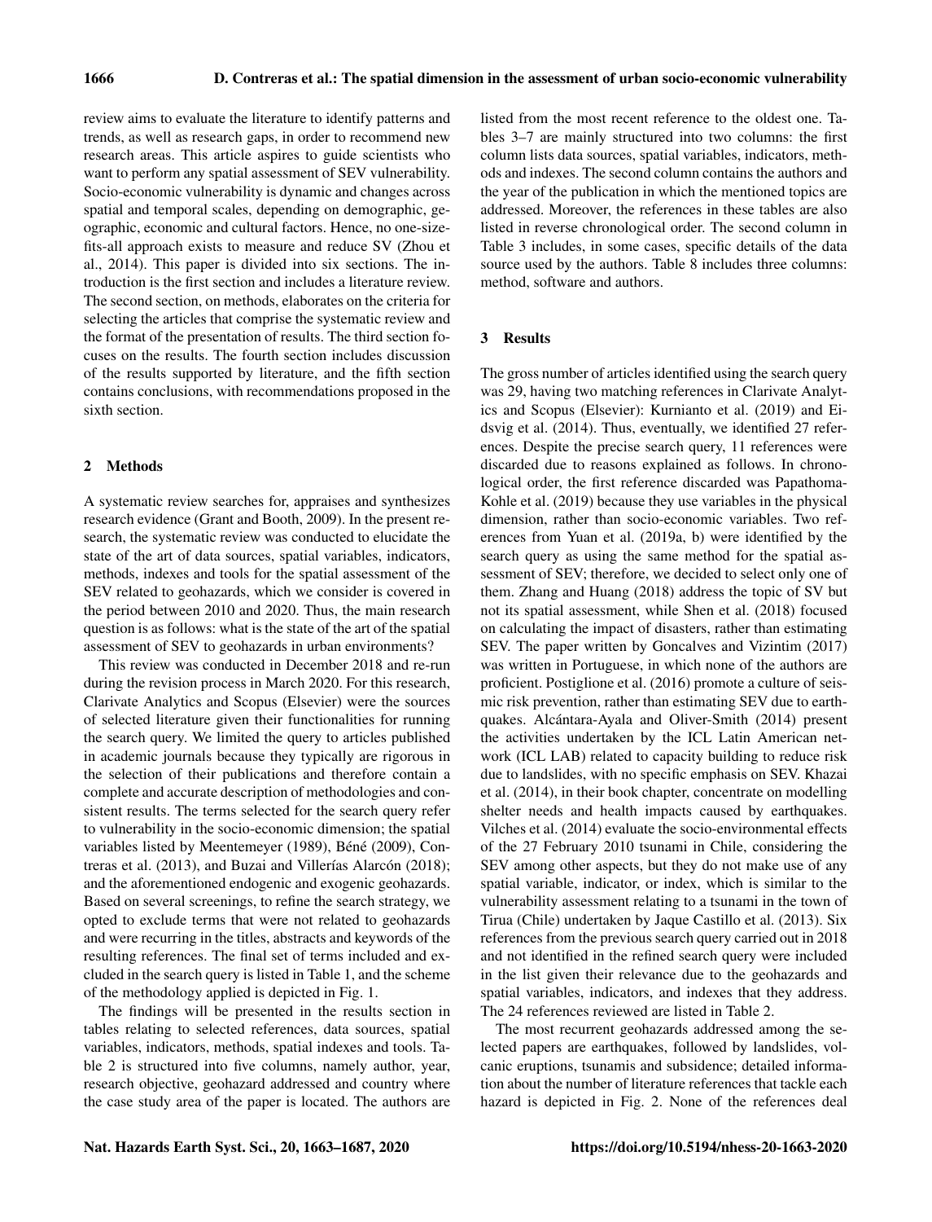review aims to evaluate the literature to identify patterns and trends, as well as research gaps, in order to recommend new research areas. This article aspires to guide scientists who want to perform any spatial assessment of SEV vulnerability. Socio-economic vulnerability is dynamic and changes across spatial and temporal scales, depending on demographic, geographic, economic and cultural factors. Hence, no one-size-fits-all approach exists to measure and reduce SV (Zhou et al., 2014). This paper is divided into six sections. The introduction is the first section and includes a literature review. The second section, on methods, elaborates on the criteria for selecting the articles that comprise the systematic review and the format of the presentation of results. The third section focuses on the results. The fourth section includes discussion of the results supported by literature, and the fifth section contains conclusions, with recommendations proposed in the sixth section.

## 2 Methods

A systematic review searches for, appraises and synthesizes research evidence (Grant and Booth, 2009). In the present research, the systematic review was conducted to elucidate the state of the art of data sources, spatial variables, indicators, methods, indexes and tools for the spatial assessment of the SEV related to geohazards, which we consider is covered in the period between 2010 and 2020. Thus, the main research question is as follows: what is the state of the art of the spatial assessment of SEV to geohazards in urban environments?

This review was conducted in December 2018 and re-run during the revision process in March 2020. For this research, Clarivate Analytics and Scopus (Elsevier) were the sources of selected literature given their functionalities for running the search query. We limited the query to articles published in academic journals because they typically are rigorous in the selection of their publications and therefore contain a complete and accurate description of methodologies and consistent results. The terms selected for the search query refer to vulnerability in the socio-economic dimension; the spatial variables listed by Meentemeyer (1989), Béné (2009), Contreras et al. (2013), and Buzai and Villerías Alarcón (2018); and the aforementioned endogenic and exogenic geohazards. Based on several screenings, to refine the search strategy, we opted to exclude terms that were not related to geohazards and were recurring in the titles, abstracts and keywords of the resulting references. The final set of terms included and excluded in the search query is listed in Table 1, and the scheme of the methodology applied is depicted in Fig. 1.

The findings will be presented in the results section in tables relating to selected references, data sources, spatial variables, indicators, methods, spatial indexes and tools. Table 2 is structured into five columns, namely author, year, research objective, geohazard addressed and country where the case study area of the paper is located. The authors are listed from the most recent reference to the oldest one. Tables 3–7 are mainly structured into two columns: the first column lists data sources, spatial variables, indicators, methods and indexes. The second column contains the authors and the year of the publication in which the mentioned topics are addressed. Moreover, the references in these tables are also listed in reverse chronological order. The second column in Table 3 includes, in some cases, specific details of the data source used by the authors. Table 8 includes three columns: method, software and authors.

## 3 Results

The gross number of articles identified using the search query was 29, having two matching references in Clarivate Analytics and Scopus (Elsevier): Kurnianto et al. (2019) and Eidsvig et al. (2014). Thus, eventually, we identified 27 references. Despite the precise search query, 11 references were discarded due to reasons explained as follows. In chronological order, the first reference discarded was Papathoma-Kohle et al. (2019) because they use variables in the physical dimension, rather than socio-economic variables. Two references from Yuan et al. (2019a, b) were identified by the search query as using the same method for the spatial assessment of SEV; therefore, we decided to select only one of them. Zhang and Huang (2018) address the topic of SV but not its spatial assessment, while Shen et al. (2018) focused on calculating the impact of disasters, rather than estimating SEV. The paper written by Goncalves and Vizintim (2017) was written in Portuguese, in which none of the authors are proficient. Postiglione et al. (2016) promote a culture of seismic risk prevention, rather than estimating SEV due to earthquakes. Alcántara-Ayala and Oliver-Smith (2014) present the activities undertaken by the ICL Latin American network (ICL LAB) related to capacity building to reduce risk due to landslides, with no specific emphasis on SEV. Khazai et al. (2014), in their book chapter, concentrate on modelling shelter needs and health impacts caused by earthquakes. Vilches et al. (2014) evaluate the socio-environmental effects of the 27 February 2010 tsunami in Chile, considering the SEV among other aspects, but they do not make use of any spatial variable, indicator, or index, which is similar to the vulnerability assessment relating to a tsunami in the town of Tirua (Chile) undertaken by Jaque Castillo et al. (2013). Six references from the previous search query carried out in 2018 and not identified in the refined search query were included in the list given their relevance due to the geohazards and spatial variables, indicators, and indexes that they address. The 24 references reviewed are listed in Table 2.

The most recurrent geohazards addressed among the selected papers are earthquakes, followed by landslides, volcanic eruptions, tsunamis and subsidence; detailed information about the number of literature references that tackle each hazard is depicted in Fig. 2. None of the references deal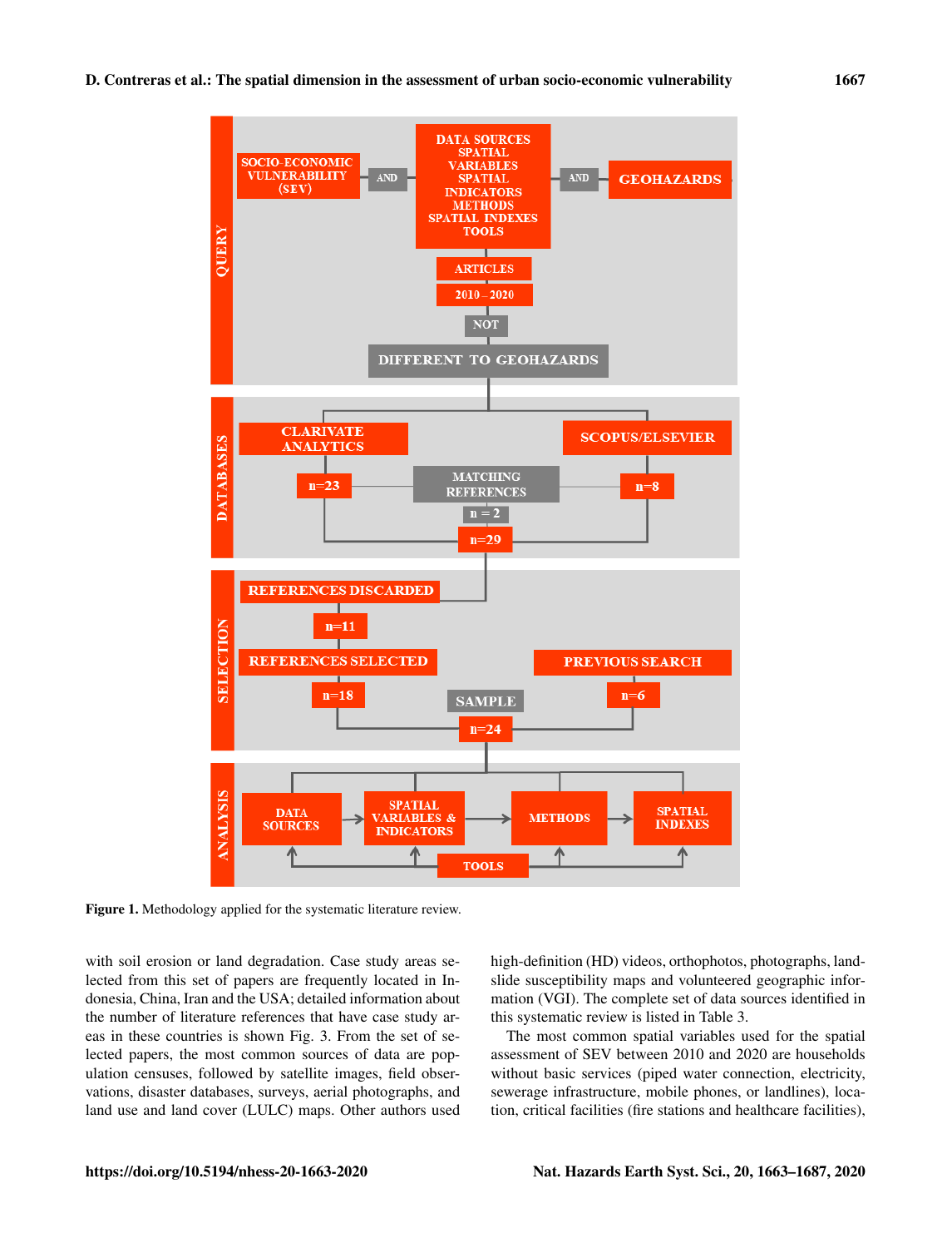Figure 1. Methodology applied for the systematic literature review.

with soil erosion or land degradation. Case study areas selected from this set of papers are frequently located in Indonesia, China, Iran and the USA; detailed information about the number of literature references that have case study areas in these countries is shown Fig. 3. From the set of selected papers, the most common sources of data are population censuses, followed by satellite images, field observations, disaster databases, surveys, aerial photographs, and land use and land cover (LULC) maps. Other authors used high-definition (HD) videos, orthophotos, photographs, landslide susceptibility maps and volunteered geographic information (VGI). The complete set of data sources identified in this systematic review is listed in Table 3.

The most common spatial variables used for the spatial assessment of SEV between 2010 and 2020 are households without basic services (piped water connection, electricity, sewerage infrastructure, mobile phones, or landlines), location, critical facilities (fire stations and healthcare facilities),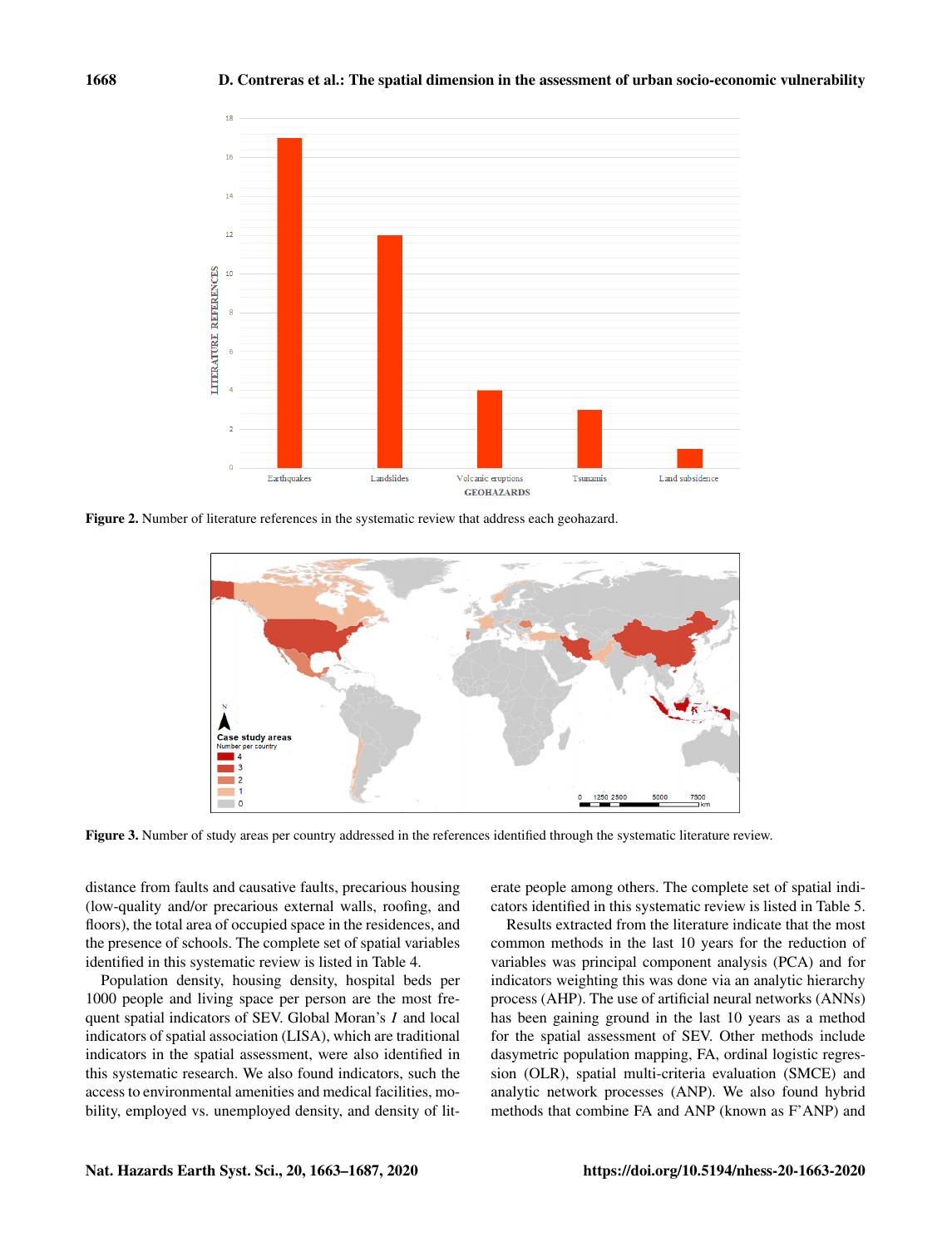Figure 2. Number of literature references in the systematic review that address each geohazard.

Figure 3. Number of study areas per country addressed in the references identified through the systematic literature review.

distance from faults and causative faults, precarious housing (low-quality and/or precarious external walls, roofing, and floors), the total area of occupied space in the residences, and the presence of schools. The complete set of spatial variables identified in this systematic review is listed in Table 4.

Population density, housing density, hospital beds per 1000 people and living space per person are the most frequent spatial indicators of SEV. Global Moran's *I* and local indicators of spatial association (LISA), which are traditional indicators in the spatial assessment, were also identified in this systematic research. We also found indicators, such the access to environmental amenities and medical facilities, mobility, employed vs. unemployed density, and density of literate people among others. The complete set of spatial indicators identified in this systematic review is listed in Table 5.

Results extracted from the literature indicate that the most common methods in the last 10 years for the reduction of variables was principal component analysis (PCA) and for indicators weighting this was done via an analytic hierarchy process (AHP). The use of artificial neural networks (ANNs) has been gaining ground in the last 10 years as a method for the spatial assessment of SEV. Other methods include dasymetric population mapping, FA, ordinal logistic regression (OLR), spatial multi-criteria evaluation (SMCE) and analytic network processes (ANP). We also found hybrid methods that combine FA and ANP (known as F'ANP) and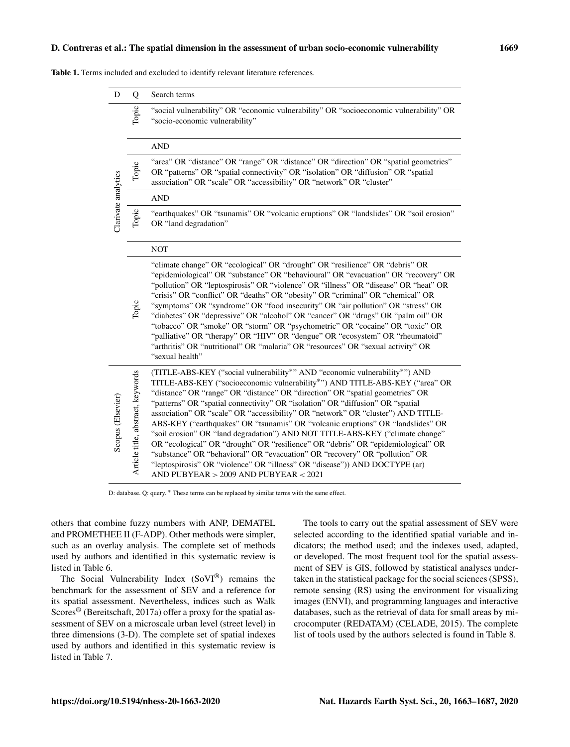Table 1. Terms included and excluded to identify relevant literature references.

| D | Q | Search terms |
|---|---|---|
| Clarivate analytics | Topic | "social vulnerability" OR "economic vulnerability" OR "socioeconomic vulnerability" OR "socio-economic vulnerability" |
| | | AND |
| | Topic | "area" OR "distance" OR "range" OR "distance" OR "direction" OR "spatial geometries" OR "patterns" OR "spatial connectivity" OR "isolation" OR "diffusion" OR "spatial association" OR "scale" OR "accessibility" OR "network" OR "cluster" |
| | | AND |
| | Topic | "earthquakes" OR "tsunamis" OR "volcanic eruptions" OR "landslides" OR "soil erosion" OR "land degradation" |
| | | NOT |
| | Topic | "climate change" OR "ecological" OR "drought" OR "resilience" OR "debris" OR "epidemiological" OR "substance" OR "behavioural" OR "evacuation" OR "recovery" OR "pollution" OR "leptospirosis" OR "violence" OR "illness" OR "disease" OR "heat" OR "crisis" OR "conflict" OR "deaths" OR "obesity" OR "criminal" OR "chemical" OR "symptoms" OR "syndrome" OR "food insecurity" OR "air pollution" OR "stress" OR "diabetes" OR "depressive" OR "alcohol" OR "cancer" OR "drugs" OR "palm oil" OR "tobacco" OR "smoke" OR "storm" OR "psychometric" OR "cocaine" OR "toxic" OR "palliative" OR "therapy" OR "HIV" OR "dengue" OR "ecosystem" OR "rheumatoid" "arthritis" OR "nutritional" OR "malaria" OR "resources" OR "sexual activity" OR "sexual health" |
| Scopus (Elsevier) | Article title, abstract, keywords | (TITLE-ABS-KEY ("social vulnerability*" AND "economic vulnerability*") AND TITLE-ABS-KEY ("socioeconomic vulnerability*") AND TITLE-ABS-KEY ("area" OR "distance" OR "range" OR "distance" OR "direction" OR "spatial geometries" OR "patterns" OR "spatial connectivity" OR "isolation" OR "diffusion" OR "spatial association" OR "scale" OR "accessibility" OR "network" OR "cluster") AND TITLE-ABS-KEY ("earthquakes" OR "tsunamis" OR "volcanic eruptions" OR "landslides" OR "soil erosion" OR "land degradation") AND NOT TITLE-ABS-KEY ("climate change" OR "ecological" OR "drought" OR "resilience" OR "debris" OR "epidemiological" OR "substance" OR "behavioral" OR "evacuation" OR "recovery" OR "pollution" OR "leptospirosis" OR "violence" OR "illness" OR "disease")) AND DOCTYPE (ar) AND PUBYEAR > 2009 AND PUBYEAR < 2021 |

D: database. Q: query. * These terms can be replaced by similar terms with the same effect.

others that combine fuzzy numbers with ANP, DEMATEL and PROMETHEE II (F-ADP). Other methods were simpler, such as an overlay analysis. The complete set of methods used by authors and identified in this systematic review is listed in Table 6.

The Social Vulnerability Index (SoVI®) remains the benchmark for the assessment of SEV and a reference for its spatial assessment. Nevertheless, indices such as Walk Scores® (Bereitschaft, 2017a) offer a proxy for the spatial assessment of SEV on a microscale urban level (street level) in three dimensions (3-D). The complete set of spatial indexes used by authors and identified in this systematic review is listed in Table 7.

The tools to carry out the spatial assessment of SEV were selected according to the identified spatial variable and indicators; the method used; and the indexes used, adapted, or developed. The most frequent tool for the spatial assessment of SEV is GIS, followed by statistical analyses undertaken in the statistical package for the social sciences (SPSS), remote sensing (RS) using the environment for visualizing images (ENVI), and programming languages and interactive databases, such as the retrieval of data for small areas by microcomputer (REDATAM) (CELADE, 2015). The complete list of tools used by the authors selected is found in Table 8.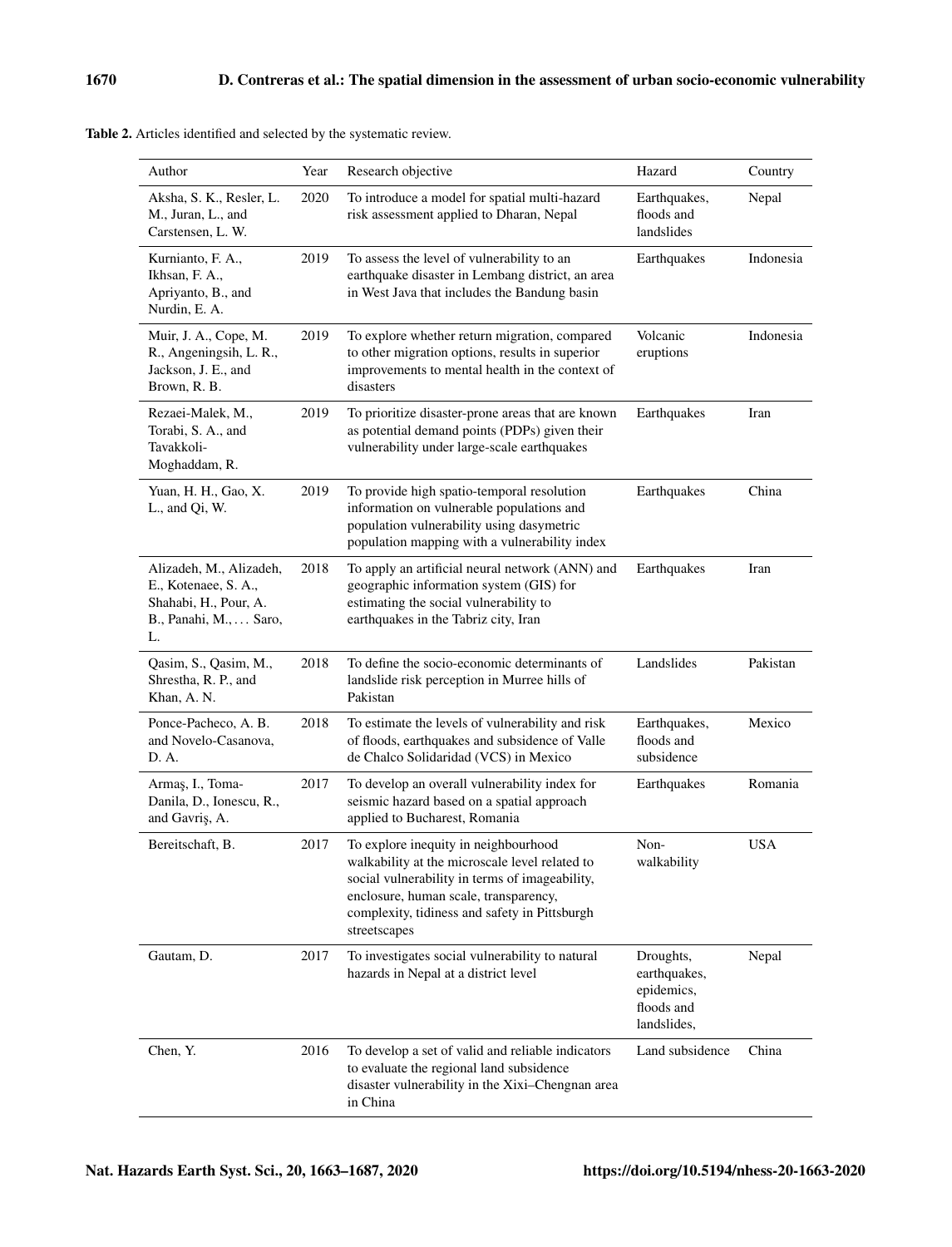**Table 2.** Articles identified and selected by the systematic review.

| Author | Year | Research objective | Hazard | Country |
|---|---|---|---|---|
| Aksha, S. K., Resler, L. M., Juran, L., and Carstensen, L. W. | 2020 | To introduce a model for spatial multi-hazard risk assessment applied to Dharan, Nepal | Earthquakes, floods and landslides | Nepal |
| Kurnianto, F. A., Ikhsan, F. A., Apriyanto, B., and Nurdin, E. A. | 2019 | To assess the level of vulnerability to an earthquake disaster in Lembang district, an area in West Java that includes the Bandung basin | Earthquakes | Indonesia |
| Muir, J. A., Cope, M. R., Angeningsih, L. R., Jackson, J. E., and Brown, R. B. | 2019 | To explore whether return migration, compared to other migration options, results in superior improvements to mental health in the context of disasters | Volcanic eruptions | Indonesia |
| Rezaei-Malek, M., Torabi, S. A., and Tavakkoli-Moghaddam, R. | 2019 | To prioritize disaster-prone areas that are known as potential demand points (PDPs) given their vulnerability under large-scale earthquakes | Earthquakes | Iran |
| Yuan, H. H., Gao, X. L., and Qi, W. | 2019 | To provide high spatio-temporal resolution information on vulnerable populations and population vulnerability using dasymetric population mapping with a vulnerability index | Earthquakes | China |
| Alizadeh, M., Alizadeh, E., Kotenaee, S. A., Shahabi, H., Pour, A. B., Panahi, M., … Saro, L. | 2018 | To apply an artificial neural network (ANN) and geographic information system (GIS) for estimating the social vulnerability to earthquakes in the Tabriz city, Iran | Earthquakes | Iran |
| Qasim, S., Qasim, M., Shrestha, R. P., and Khan, A. N. | 2018 | To define the socio-economic determinants of landslide risk perception in Murree hills of Pakistan | Landslides | Pakistan |
| Ponce-Pacheco, A. B. and Novelo-Casanova, D. A. | 2018 | To estimate the levels of vulnerability and risk of floods, earthquakes and subsidence of Valle de Chalco Solidaridad (VCS) in Mexico | Earthquakes, floods and subsidence | Mexico |
| Armaş, I., Toma-Danila, D., Ionescu, R., and Gavriş, A. | 2017 | To develop an overall vulnerability index for seismic hazard based on a spatial approach applied to Bucharest, Romania | Earthquakes | Romania |
| Bereitschaft, B. | 2017 | To explore inequity in neighbourhood walkability at the microscale level related to social vulnerability in terms of imageability, enclosure, human scale, transparency, complexity, tidiness and safety in Pittsburgh streetscapes | Non-walkability | USA |
| Gautam, D. | 2017 | To investigates social vulnerability to natural hazards in Nepal at a district level | Droughts, earthquakes, epidemics, floods and landslides, | Nepal |
| Chen, Y. | 2016 | To develop a set of valid and reliable indicators to evaluate the regional land subsidence disaster vulnerability in the Xixi–Chengnan area in China | Land subsidence | China |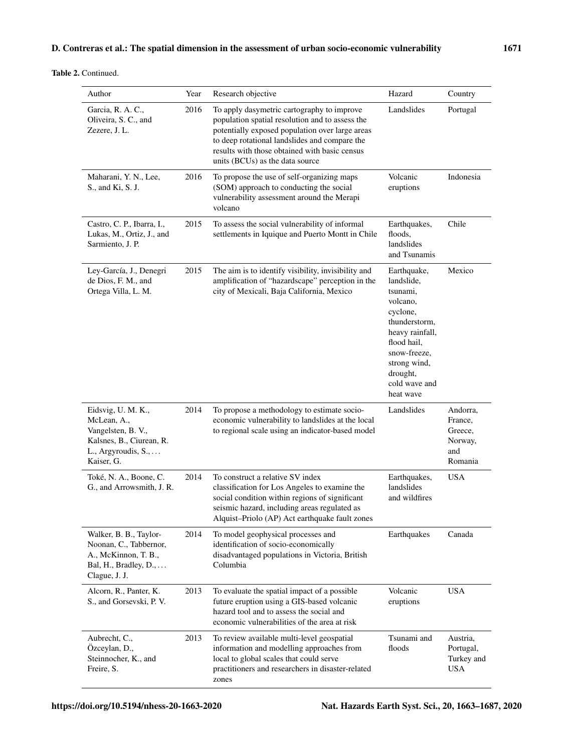**Table 2.** Continued.

| Author | Year | Research objective | Hazard | Country |
|---|---|---|---|---|
| Garcia, R. A. C., Oliveira, S. C., and Zezere, J. L. | 2016 | To apply dasymetric cartography to improve population spatial resolution and to assess the potentially exposed population over large areas to deep rotational landslides and compare the results with those obtained with basic census units (BCUs) as the data source | Landslides | Portugal |
| Maharani, Y. N., Lee, S., and Ki, S. J. | 2016 | To propose the use of self-organizing maps (SOM) approach to conducting the social vulnerability assessment around the Merapi volcano | Volcanic eruptions | Indonesia |
| Castro, C. P., Ibarra, I., Lukas, M., Ortiz, J., and Sarmiento, J. P. | 2015 | To assess the social vulnerability of informal settlements in Iquique and Puerto Montt in Chile | Earthquakes, floods, landslides and Tsunamis | Chile |
| Ley-García, J., Denegri de Dios, F. M., and Ortega Villa, L. M. | 2015 | The aim is to identify visibility, invisibility and amplification of "hazardscape" perception in the city of Mexicali, Baja California, Mexico | Earthquake, landslide, tsunami, volcano, cyclone, thunderstorm, heavy rainfall, flood hail, snow-freeze, strong wind, drought, cold wave and heat wave | Mexico |
| Eidsvig, U. M. K., McLean, A., Vangelsten, B. V., Kalsnes, B., Ciurean, R. L., Argyroudis, S., ... Kaiser, G. | 2014 | To propose a methodology to estimate socio-economic vulnerability to landslides at the local to regional scale using an indicator-based model | Landslides | Andorra, France, Greece, Norway, and Romania |
| Toké, N. A., Boone, C. G., and Arrowsmith, J. R. | 2014 | To construct a relative SV index classification for Los Angeles to examine the social condition within regions of significant seismic hazard, including areas regulated as Alquist–Priolo (AP) Act earthquake fault zones | Earthquakes, landslides and wildfires | USA |
| Walker, B. B., Taylor-Noonan, C., Tabbernor, A., McKinnon, T. B., Bal, H., Bradley, D., ... Clague, J. J. | 2014 | To model geophysical processes and identification of socio-economically disadvantaged populations in Victoria, British Columbia | Earthquakes | Canada |
| Alcorn, R., Panter, K. S., and Gorsevski, P. V. | 2013 | To evaluate the spatial impact of a possible future eruption using a GIS-based volcanic hazard tool and to assess the social and economic vulnerabilities of the area at risk | Volcanic eruptions | USA |
| Aubrecht, C., Özceylan, D., Steinnocher, K., and Freire, S. | 2013 | To review available multi-level geospatial information and modelling approaches from local to global scales that could serve practitioners and researchers in disaster-related zones | Tsunami and floods | Austria, Portugal, Turkey and USA |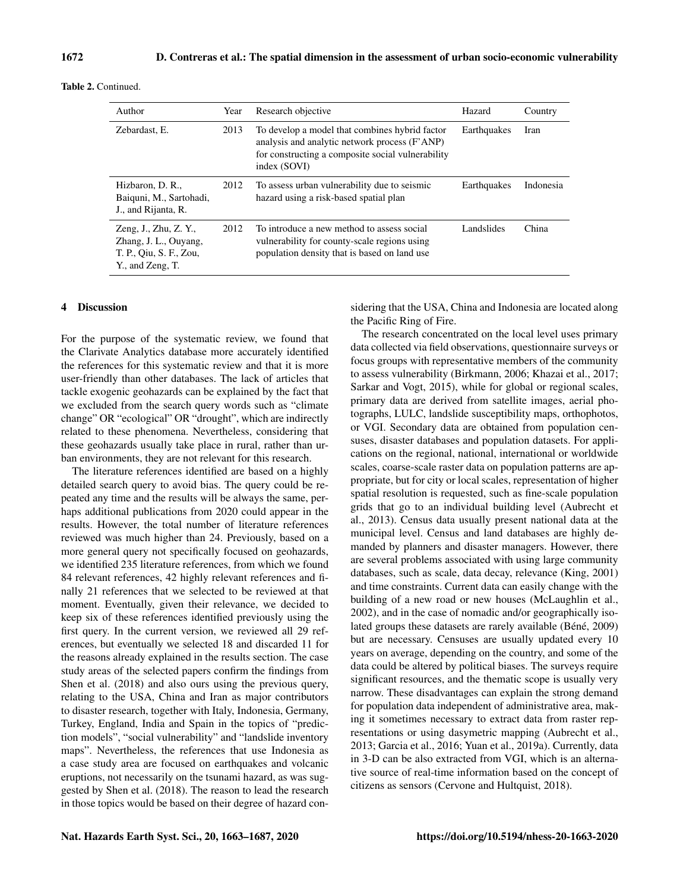**Table 2.** Continued.

| Author | Year | Research objective | Hazard | Country |
|---|---|---|---|---|
| Zebardast, E. | 2013 | To develop a model that combines hybrid factor analysis and analytic network process (F'ANP) for constructing a composite social vulnerability index (SOVI) | Earthquakes | Iran |
| Hizbaron, D. R., Baiquni, M., Sartohadi, J., and Rijanta, R. | 2012 | To assess urban vulnerability due to seismic hazard using a risk-based spatial plan | Earthquakes | Indonesia |
| Zeng, J., Zhu, Z. Y., Zhang, J. L., Ouyang, T. P., Qiu, S. F., Zou, Y., and Zeng, T. | 2012 | To introduce a new method to assess social vulnerability for county-scale regions using population density that is based on land use | Landslides | China |

## 4 Discussion

For the purpose of the systematic review, we found that the Clarivate Analytics database more accurately identified the references for this systematic review and that it is more user-friendly than other databases. The lack of articles that tackle exogenic geohazards can be explained by the fact that we excluded from the search query words such as "climate change" OR "ecological" OR "drought", which are indirectly related to these phenomena. Nevertheless, considering that these geohazards usually take place in rural, rather than urban environments, they are not relevant for this research.

The literature references identified are based on a highly detailed search query to avoid bias. The query could be repeated any time and the results will be always the same, perhaps additional publications from 2020 could appear in the results. However, the total number of literature references reviewed was much higher than 24. Previously, based on a more general query not specifically focused on geohazards, we identified 235 literature references, from which we found 84 relevant references, 42 highly relevant references and finally 21 references that we selected to be reviewed at that moment. Eventually, given their relevance, we decided to keep six of these references identified previously using the first query. In the current version, we reviewed all 29 references, but eventually we selected 18 and discarded 11 for the reasons already explained in the results section. The case study areas of the selected papers confirm the findings from Shen et al. (2018) and also ours using the previous query, relating to the USA, China and Iran as major contributors to disaster research, together with Italy, Indonesia, Germany, Turkey, England, India and Spain in the topics of "prediction models", "social vulnerability" and "landslide inventory maps". Nevertheless, the references that use Indonesia as a case study area are focused on earthquakes and volcanic eruptions, not necessarily on the tsunami hazard, as was suggested by Shen et al. (2018). The reason to lead the research in those topics would be based on their degree of hazard considering that the USA, China and Indonesia are located along the Pacific Ring of Fire.

The research concentrated on the local level uses primary data collected via field observations, questionnaire surveys or focus groups with representative members of the community to assess vulnerability (Birkmann, 2006; Khazai et al., 2017; Sarkar and Vogt, 2015), while for global or regional scales, primary data are derived from satellite images, aerial photographs, LULC, landslide susceptibility maps, orthophotos, or VGI. Secondary data are obtained from population censuses, disaster databases and population datasets. For applications on the regional, national, international or worldwide scales, coarse-scale raster data on population patterns are appropriate, but for city or local scales, representation of higher spatial resolution is requested, such as fine-scale population grids that go to an individual building level (Aubrecht et al., 2013). Census data usually present national data at the municipal level. Census and land databases are highly demanded by planners and disaster managers. However, there are several problems associated with using large community databases, such as scale, data decay, relevance (King, 2001) and time constraints. Current data can easily change with the building of a new road or new houses (McLaughlin et al., 2002), and in the case of nomadic and/or geographically isolated groups these datasets are rarely available (Béné, 2009) but are necessary. Censuses are usually updated every 10 years on average, depending on the country, and some of the data could be altered by political biases. The surveys require significant resources, and the thematic scope is usually very narrow. These disadvantages can explain the strong demand for population data independent of administrative area, making it sometimes necessary to extract data from raster representations or using dasymetric mapping (Aubrecht et al., 2013; Garcia et al., 2016; Yuan et al., 2019a). Currently, data in 3-D can be also extracted from VGI, which is an alternative source of real-time information based on the concept of citizens as sensors (Cervone and Hultquist, 2018).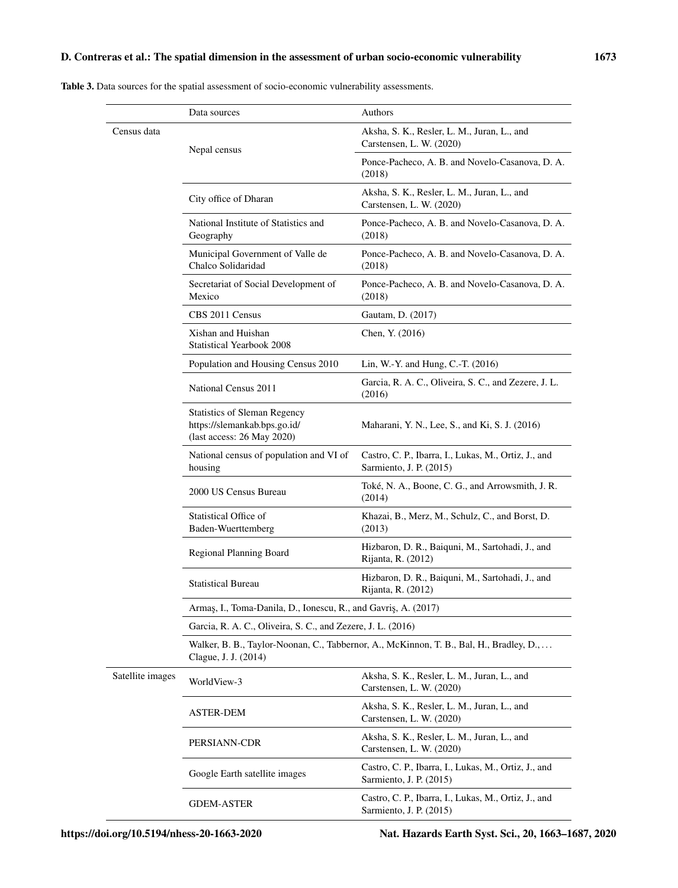**Table 3.** Data sources for the spatial assessment of socio-economic vulnerability assessments.

| | Data sources | Authors |
|---|---|---|
| Census data | Nepal census | Aksha, S. K., Resler, L. M., Juran, L., and Carstensen, L. W. (2020) |
| | | Ponce-Pacheco, A. B. and Novelo-Casanova, D. A. (2018) |
| | City office of Dharan | Aksha, S. K., Resler, L. M., Juran, L., and Carstensen, L. W. (2020) |
| | National Institute of Statistics and Geography | Ponce-Pacheco, A. B. and Novelo-Casanova, D. A. (2018) |
| | Municipal Government of Valle de Chalco Solidaridad | Ponce-Pacheco, A. B. and Novelo-Casanova, D. A. (2018) |
| | Secretariat of Social Development of Mexico | Ponce-Pacheco, A. B. and Novelo-Casanova, D. A. (2018) |
| | CBS 2011 Census | Gautam, D. (2017) |
| | Xishan and Huishan Statistical Yearbook 2008 | Chen, Y. (2016) |
| | Population and Housing Census 2010 | Lin, W.-Y. and Hung, C.-T. (2016) |
| | National Census 2011 | Garcia, R. A. C., Oliveira, S. C., and Zezere, J. L. (2016) |
| | Statistics of Sleman Regency https://slemankab.bps.go.id/ (last access: 26 May 2020) | Maharani, Y. N., Lee, S., and Ki, S. J. (2016) |
| | National census of population and VI of housing | Castro, C. P., Ibarra, I., Lukas, M., Ortiz, J., and Sarmiento, J. P. (2015) |
| | 2000 US Census Bureau | Toké, N. A., Boone, C. G., and Arrowsmith, J. R. (2014) |
| | Statistical Office of Baden-Wuerttemberg | Khazai, B., Merz, M., Schulz, C., and Borst, D. (2013) |
| | Regional Planning Board | Hizbaron, D. R., Baiquni, M., Sartohadi, J., and Rijanta, R. (2012) |
| | Statistical Bureau | Hizbaron, D. R., Baiquni, M., Sartohadi, J., and Rijanta, R. (2012) |
| | Armaş, I., Toma-Danila, D., Ionescu, R., and Gavriş, A. (2017) | |
| | Garcia, R. A. C., Oliveira, S. C., and Zezere, J. L. (2016) | |
| | Walker, B. B., Taylor-Noonan, C., Tabbernor, A., McKinnon, T. B., Bal, H., Bradley, D., … Clague, J. J. (2014) | |
| Satellite images | WorldView-3 | Aksha, S. K., Resler, L. M., Juran, L., and Carstensen, L. W. (2020) |
| | ASTER-DEM | Aksha, S. K., Resler, L. M., Juran, L., and Carstensen, L. W. (2020) |
| | PERSIANN-CDR | Aksha, S. K., Resler, L. M., Juran, L., and Carstensen, L. W. (2020) |
| | Google Earth satellite images | Castro, C. P., Ibarra, I., Lukas, M., Ortiz, J., and Sarmiento, J. P. (2015) |
| | GDEM-ASTER | Castro, C. P., Ibarra, I., Lukas, M., Ortiz, J., and Sarmiento, J. P. (2015) |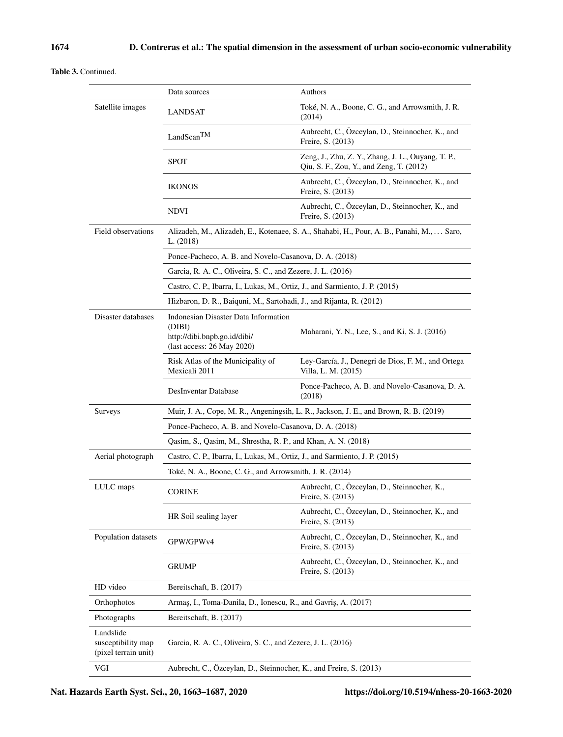**Table 3.** Continued.

| | Data sources | Authors |
|---|---|---|
| Satellite images | LANDSAT | Toké, N. A., Boone, C. G., and Arrowsmith, J. R. (2014) |
| | LandScan$^{TM}$ | Aubrecht, C., Özceylan, D., Steinnocher, K., and Freire, S. (2013) |
| | SPOT | Zeng, J., Zhu, Z. Y., Zhang, J. L., Ouyang, T. P., Qiu, S. F., Zou, Y., and Zeng, T. (2012) |
| | IKONOS | Aubrecht, C., Özceylan, D., Steinnocher, K., and Freire, S. (2013) |
| | NDVI | Aubrecht, C., Özceylan, D., Steinnocher, K., and Freire, S. (2013) |
| Field observations | Alizadeh, M., Alizadeh, E., Kotenaee, S. A., Shahabi, H., Pour, A. B., Panahi, M., … Saro, L. (2018) | |
| | Ponce-Pacheco, A. B. and Novelo-Casanova, D. A. (2018) | |
| | Garcia, R. A. C., Oliveira, S. C., and Zezere, J. L. (2016) | |
| | Castro, C. P., Ibarra, I., Lukas, M., Ortiz, J., and Sarmiento, J. P. (2015) | |
| | Hizbaron, D. R., Baiquni, M., Sartohadi, J., and Rijanta, R. (2012) | |
| Disaster databases | Indonesian Disaster Data Information (DIBI) http://dibi.bnpb.go.id/dibi/ (last access: 26 May 2020) | Maharani, Y. N., Lee, S., and Ki, S. J. (2016) |
| | Risk Atlas of the Municipality of Mexicali 2011 | Ley-García, J., Denegri de Dios, F. M., and Ortega Villa, L. M. (2015) |
| | DesInventar Database | Ponce-Pacheco, A. B. and Novelo-Casanova, D. A. (2018) |
| Surveys | Muir, J. A., Cope, M. R., Angeningsih, L. R., Jackson, J. E., and Brown, R. B. (2019) | |
| | Ponce-Pacheco, A. B. and Novelo-Casanova, D. A. (2018) | |
| | Qasim, S., Qasim, M., Shrestha, R. P., and Khan, A. N. (2018) | |
| Aerial photograph | Castro, C. P., Ibarra, I., Lukas, M., Ortiz, J., and Sarmiento, J. P. (2015) | |
| | Toké, N. A., Boone, C. G., and Arrowsmith, J. R. (2014) | |
| LULC maps | CORINE | Aubrecht, C., Özceylan, D., Steinnocher, K., Freire, S. (2013) |
| | HR Soil sealing layer | Aubrecht, C., Özceylan, D., Steinnocher, K., and Freire, S. (2013) |
| Population datasets | GPW/GPWv4 | Aubrecht, C., Özceylan, D., Steinnocher, K., and Freire, S. (2013) |
| | GRUMP | Aubrecht, C., Özceylan, D., Steinnocher, K., and Freire, S. (2013) |
| HD video | Bereitschaft, B. (2017) | |
| Orthophotos | Armaş, I., Toma-Danila, D., Ionescu, R., and Gavriş, A. (2017) | |
| Photographs | Bereitschaft, B. (2017) | |
| Landslide susceptibility map (pixel terrain unit) | Garcia, R. A. C., Oliveira, S. C., and Zezere, J. L. (2016) | |
| VGI | Aubrecht, C., Özceylan, D., Steinnocher, K., and Freire, S. (2013) | |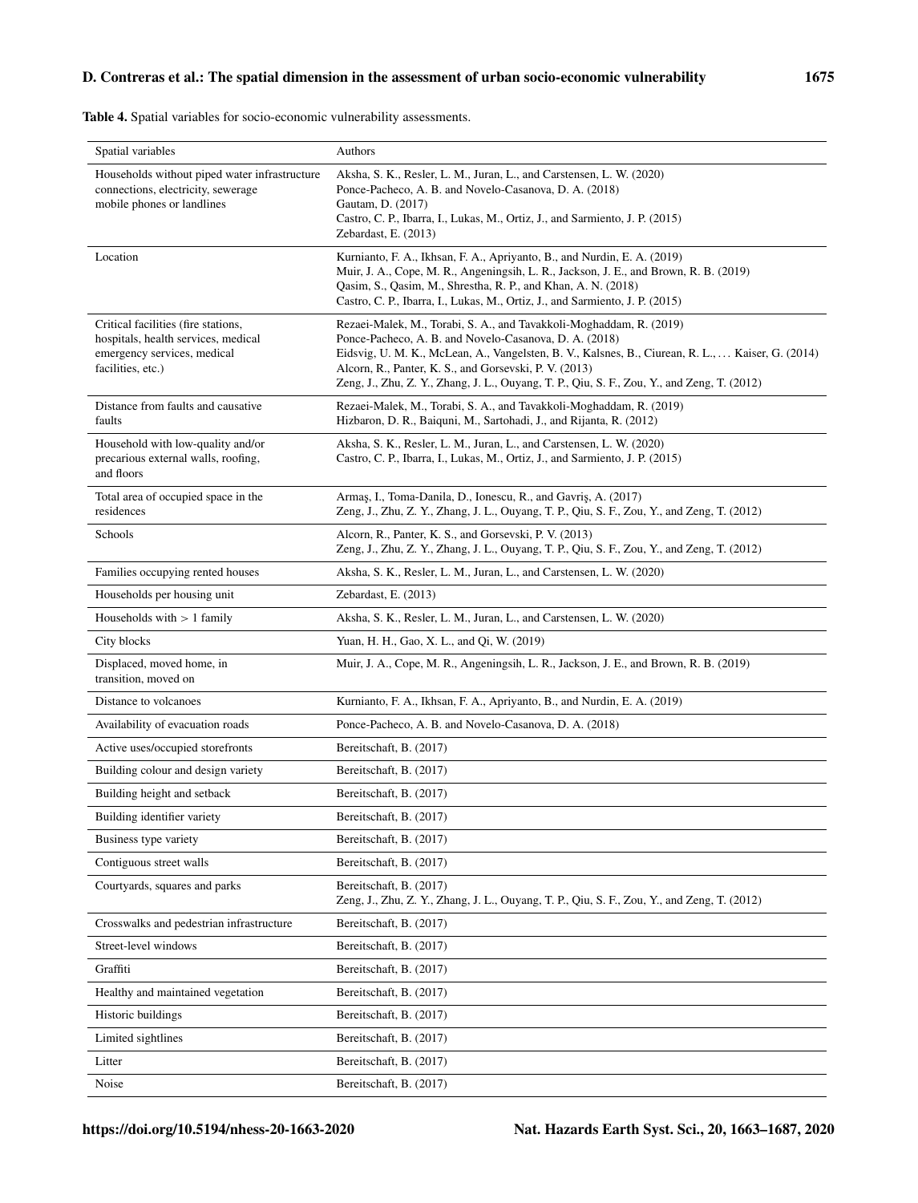**Table 4.** Spatial variables for socio-economic vulnerability assessments.

| Spatial variables | Authors |
|---|---|
| Households without piped water infrastructure connections, electricity, sewerage mobile phones or landlines | Aksha, S. K., Resler, L. M., Juran, L., and Carstensen, L. W. (2020)<br>Ponce-Pacheco, A. B. and Novelo-Casanova, D. A. (2018)<br>Gautam, D. (2017)<br>Castro, C. P., Ibarra, I., Lukas, M., Ortiz, J., and Sarmiento, J. P. (2015)<br>Zebardast, E. (2013) |
| Location | Kurnianto, F. A., Ikhsan, F. A., Apriyanto, B., and Nurdin, E. A. (2019)<br>Muir, J. A., Cope, M. R., Angeningsih, L. R., Jackson, J. E., and Brown, R. B. (2019)<br>Qasim, S., Qasim, M., Shrestha, R. P., and Khan, A. N. (2018)<br>Castro, C. P., Ibarra, I., Lukas, M., Ortiz, J., and Sarmiento, J. P. (2015) |
| Critical facilities (fire stations, hospitals, health services, medical emergency services, medical facilities, etc.) | Rezaei-Malek, M., Torabi, S. A., and Tavakkoli-Moghaddam, R. (2019)<br>Ponce-Pacheco, A. B. and Novelo-Casanova, D. A. (2018)<br>Eidsvig, U. M. K., McLean, A., Vangelsten, B. V., Kalsnes, B., Ciurean, R. L., … Kaiser, G. (2014)<br>Alcorn, R., Panter, K. S., and Gorsevski, P. V. (2013)<br>Zeng, J., Zhu, Z. Y., Zhang, J. L., Ouyang, T. P., Qiu, S. F., Zou, Y., and Zeng, T. (2012) |
| Distance from faults and causative faults | Rezaei-Malek, M., Torabi, S. A., and Tavakkoli-Moghaddam, R. (2019)<br>Hizbaron, D. R., Baiquni, M., Sartohadi, J., and Rijanta, R. (2012) |
| Household with low-quality and/or precarious external walls, roofing, and floors | Aksha, S. K., Resler, L. M., Juran, L., and Carstensen, L. W. (2020)<br>Castro, C. P., Ibarra, I., Lukas, M., Ortiz, J., and Sarmiento, J. P. (2015) |
| Total area of occupied space in the residences | Armaş, I., Toma-Danila, D., Ionescu, R., and Gavriş, A. (2017)<br>Zeng, J., Zhu, Z. Y., Zhang, J. L., Ouyang, T. P., Qiu, S. F., Zou, Y., and Zeng, T. (2012) |
| Schools | Alcorn, R., Panter, K. S., and Gorsevski, P. V. (2013)<br>Zeng, J., Zhu, Z. Y., Zhang, J. L., Ouyang, T. P., Qiu, S. F., Zou, Y., and Zeng, T. (2012) |
| Families occupying rented houses | Aksha, S. K., Resler, L. M., Juran, L., and Carstensen, L. W. (2020) |
| Households per housing unit | Zebardast, E. (2013) |
| Households with > 1 family | Aksha, S. K., Resler, L. M., Juran, L., and Carstensen, L. W. (2020) |
| City blocks | Yuan, H. H., Gao, X. L., and Qi, W. (2019) |
| Displaced, moved home, in transition, moved on | Muir, J. A., Cope, M. R., Angeningsih, L. R., Jackson, J. E., and Brown, R. B. (2019) |
| Distance to volcanoes | Kurnianto, F. A., Ikhsan, F. A., Apriyanto, B., and Nurdin, E. A. (2019) |
| Availability of evacuation roads | Ponce-Pacheco, A. B. and Novelo-Casanova, D. A. (2018) |
| Active uses/occupied storefronts | Bereitschaft, B. (2017) |
| Building colour and design variety | Bereitschaft, B. (2017) |
| Building height and setback | Bereitschaft, B. (2017) |
| Building identifier variety | Bereitschaft, B. (2017) |
| Business type variety | Bereitschaft, B. (2017) |
| Contiguous street walls | Bereitschaft, B. (2017) |
| Courtyards, squares and parks | Bereitschaft, B. (2017)<br>Zeng, J., Zhu, Z. Y., Zhang, J. L., Ouyang, T. P., Qiu, S. F., Zou, Y., and Zeng, T. (2012) |
| Crosswalks and pedestrian infrastructure | Bereitschaft, B. (2017) |
| Street-level windows | Bereitschaft, B. (2017) |
| Graffiti | Bereitschaft, B. (2017) |
| Healthy and maintained vegetation | Bereitschaft, B. (2017) |
| Historic buildings | Bereitschaft, B. (2017) |
| Limited sightlines | Bereitschaft, B. (2017) |
| Litter | Bereitschaft, B. (2017) |
| Noise | Bereitschaft, B. (2017) |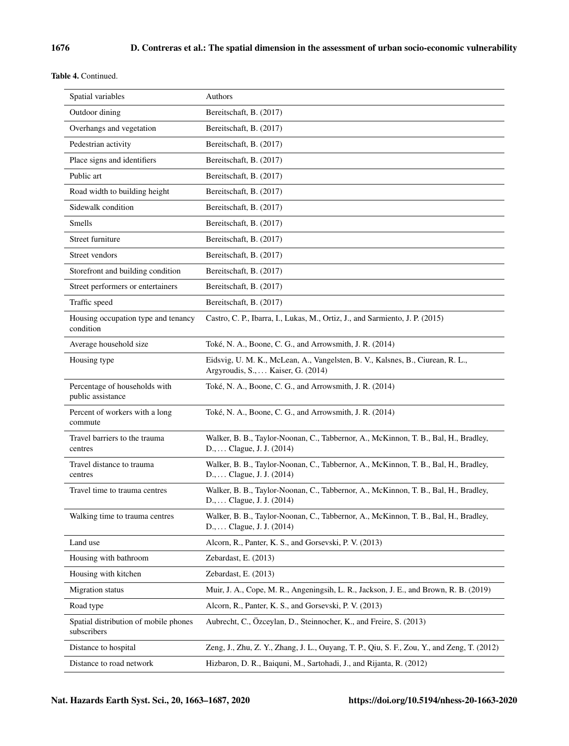**Table 4.** Continued.

| Spatial variables | Authors |
|---|---|
| Outdoor dining | Bereitschaft, B. (2017) |
| Overhangs and vegetation | Bereitschaft, B. (2017) |
| Pedestrian activity | Bereitschaft, B. (2017) |
| Place signs and identifiers | Bereitschaft, B. (2017) |
| Public art | Bereitschaft, B. (2017) |
| Road width to building height | Bereitschaft, B. (2017) |
| Sidewalk condition | Bereitschaft, B. (2017) |
| Smells | Bereitschaft, B. (2017) |
| Street furniture | Bereitschaft, B. (2017) |
| Street vendors | Bereitschaft, B. (2017) |
| Storefront and building condition | Bereitschaft, B. (2017) |
| Street performers or entertainers | Bereitschaft, B. (2017) |
| Traffic speed | Bereitschaft, B. (2017) |
| Housing occupation type and tenancy condition | Castro, C. P., Ibarra, I., Lukas, M., Ortiz, J., and Sarmiento, J. P. (2015) |
| Average household size | Toké, N. A., Boone, C. G., and Arrowsmith, J. R. (2014) |
| Housing type | Eidsvig, U. M. K., McLean, A., Vangelsten, B. V., Kalsnes, B., Ciurean, R. L., Argyroudis, S., … Kaiser, G. (2014) |
| Percentage of households with public assistance | Toké, N. A., Boone, C. G., and Arrowsmith, J. R. (2014) |
| Percent of workers with a long commute | Toké, N. A., Boone, C. G., and Arrowsmith, J. R. (2014) |
| Travel barriers to the trauma centres | Walker, B. B., Taylor-Noonan, C., Tabbernor, A., McKinnon, T. B., Bal, H., Bradley, D., … Clague, J. J. (2014) |
| Travel distance to trauma centres | Walker, B. B., Taylor-Noonan, C., Tabbernor, A., McKinnon, T. B., Bal, H., Bradley, D., … Clague, J. J. (2014) |
| Travel time to trauma centres | Walker, B. B., Taylor-Noonan, C., Tabbernor, A., McKinnon, T. B., Bal, H., Bradley, D., … Clague, J. J. (2014) |
| Walking time to trauma centres | Walker, B. B., Taylor-Noonan, C., Tabbernor, A., McKinnon, T. B., Bal, H., Bradley, D., … Clague, J. J. (2014) |
| Land use | Alcorn, R., Panter, K. S., and Gorsevski, P. V. (2013) |
| Housing with bathroom | Zebardast, E. (2013) |
| Housing with kitchen | Zebardast, E. (2013) |
| Migration status | Muir, J. A., Cope, M. R., Angeningsih, L. R., Jackson, J. E., and Brown, R. B. (2019) |
| Road type | Alcorn, R., Panter, K. S., and Gorsevski, P. V. (2013) |
| Spatial distribution of mobile phones subscribers | Aubrecht, C., Özceylan, D., Steinnocher, K., and Freire, S. (2013) |
| Distance to hospital | Zeng, J., Zhu, Z. Y., Zhang, J. L., Ouyang, T. P., Qiu, S. F., Zou, Y., and Zeng, T. (2012) |
| Distance to road network | Hizbaron, D. R., Baiquni, M., Sartohadi, J., and Rijanta, R. (2012) |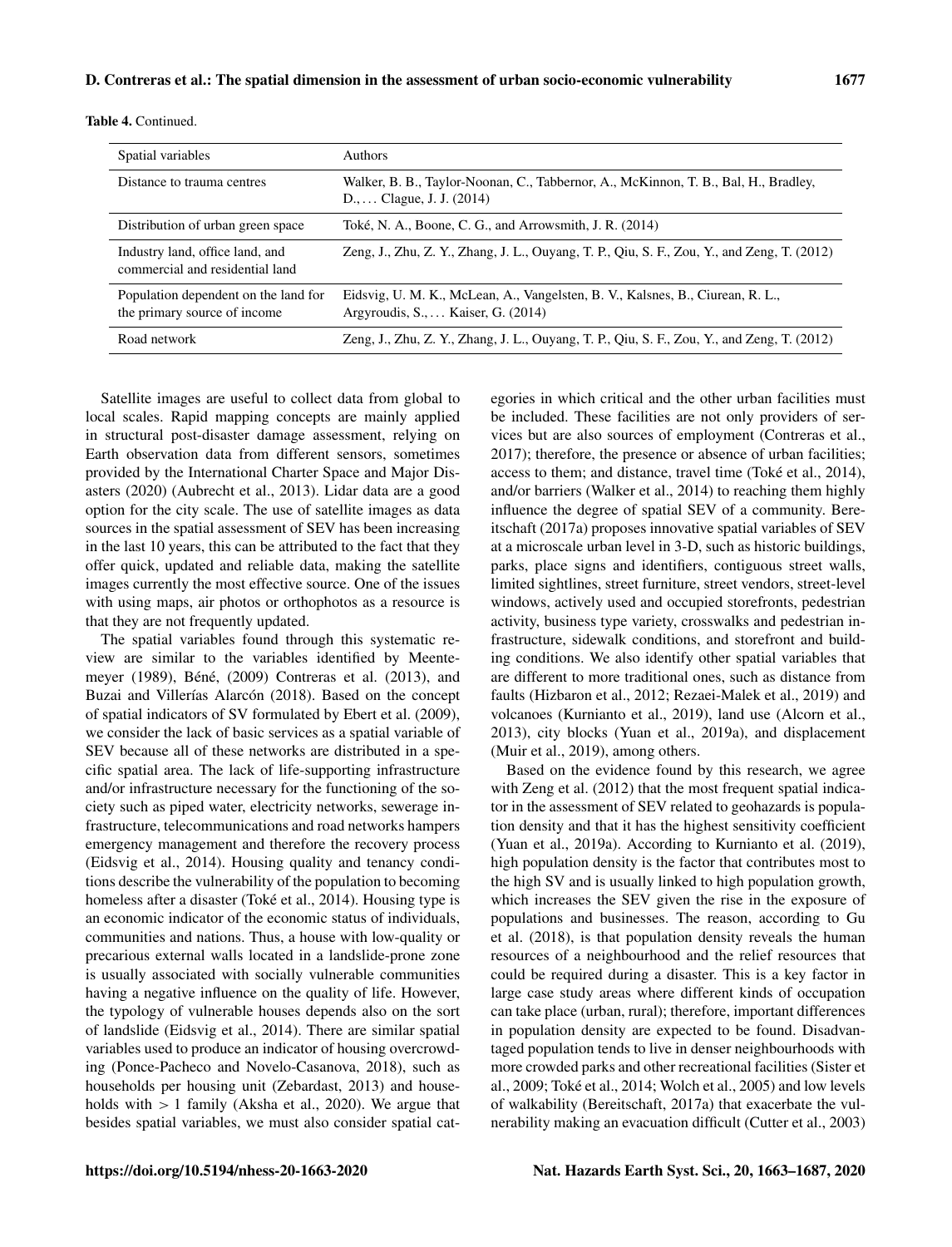**Table 4.** Continued.

| Spatial variables | Authors |
|---|---|
| Distance to trauma centres | Walker, B. B., Taylor-Noonan, C., Tabbernor, A., McKinnon, T. B., Bal, H., Bradley, D., … Clague, J. J. (2014) |
| Distribution of urban green space | Toké, N. A., Boone, C. G., and Arrowsmith, J. R. (2014) |
| Industry land, office land, and commercial and residential land | Zeng, J., Zhu, Z. Y., Zhang, J. L., Ouyang, T. P., Qiu, S. F., Zou, Y., and Zeng, T. (2012) |
| Population dependent on the land for the primary source of income | Eidsvig, U. M. K., McLean, A., Vangelsten, B. V., Kalsnes, B., Ciurean, R. L., Argyroudis, S., … Kaiser, G. (2014) |
| Road network | Zeng, J., Zhu, Z. Y., Zhang, J. L., Ouyang, T. P., Qiu, S. F., Zou, Y., and Zeng, T. (2012) |

Satellite images are useful to collect data from global to local scales. Rapid mapping concepts are mainly applied in structural post-disaster damage assessment, relying on Earth observation data from different sensors, sometimes provided by the International Charter Space and Major Disasters (2020) (Aubrecht et al., 2013). Lidar data are a good option for the city scale. The use of satellite images as data sources in the spatial assessment of SEV has been increasing in the last 10 years, this can be attributed to the fact that they offer quick, updated and reliable data, making the satellite images currently the most effective source. One of the issues with using maps, air photos or orthophotos as a resource is that they are not frequently updated.

The spatial variables found through this systematic review are similar to the variables identified by Meentemeyer (1989), Béné, (2009) Contreras et al. (2013), and Buzai and Villerías Alarcón (2018). Based on the concept of spatial indicators of SV formulated by Ebert et al. (2009), we consider the lack of basic services as a spatial variable of SEV because all of these networks are distributed in a specific spatial area. The lack of life-supporting infrastructure and/or infrastructure necessary for the functioning of the society such as piped water, electricity networks, sewerage infrastructure, telecommunications and road networks hampers emergency management and therefore the recovery process (Eidsvig et al., 2014). Housing quality and tenancy conditions describe the vulnerability of the population to becoming homeless after a disaster (Toké et al., 2014). Housing type is an economic indicator of the economic status of individuals, communities and nations. Thus, a house with low-quality or precarious external walls located in a landslide-prone zone is usually associated with socially vulnerable communities having a negative influence on the quality of life. However, the typology of vulnerable houses depends also on the sort of landslide (Eidsvig et al., 2014). There are similar spatial variables used to produce an indicator of housing overcrowding (Ponce-Pacheco and Novelo-Casanova, 2018), such as households per housing unit (Zebardast, 2013) and households with $> 1$ family (Aksha et al., 2020). We argue that besides spatial variables, we must also consider spatial categories in which critical and the other urban facilities must be included. These facilities are not only providers of services but are also sources of employment (Contreras et al., 2017); therefore, the presence or absence of urban facilities; access to them; and distance, travel time (Toké et al., 2014), and/or barriers (Walker et al., 2014) to reaching them highly influence the degree of spatial SEV of a community. Bereitschaft (2017a) proposes innovative spatial variables of SEV at a microscale urban level in 3-D, such as historic buildings, parks, place signs and identifiers, contiguous street walls, limited sightlines, street furniture, street vendors, street-level windows, actively used and occupied storefronts, pedestrian activity, business type variety, crosswalks and pedestrian infrastructure, sidewalk conditions, and storefront and building conditions. We also identify other spatial variables that are different to more traditional ones, such as distance from faults (Hizbaron et al., 2012; Rezaei-Malek et al., 2019) and volcanoes (Kurnianto et al., 2019), land use (Alcorn et al., 2013), city blocks (Yuan et al., 2019a), and displacement (Muir et al., 2019), among others.

Based on the evidence found by this research, we agree with Zeng et al. (2012) that the most frequent spatial indicator in the assessment of SEV related to geohazards is population density and that it has the highest sensitivity coefficient (Yuan et al., 2019a). According to Kurnianto et al. (2019), high population density is the factor that contributes most to the high SV and is usually linked to high population growth, which increases the SEV given the rise in the exposure of populations and businesses. The reason, according to Gu et al. (2018), is that population density reveals the human resources of a neighbourhood and the relief resources that could be required during a disaster. This is a key factor in large case study areas where different kinds of occupation can take place (urban, rural); therefore, important differences in population density are expected to be found. Disadvantaged population tends to live in denser neighbourhoods with more crowded parks and other recreational facilities (Sister et al., 2009; Toké et al., 2014; Wolch et al., 2005) and low levels of walkability (Bereitschaft, 2017a) that exacerbate the vulnerability making an evacuation difficult (Cutter et al., 2003)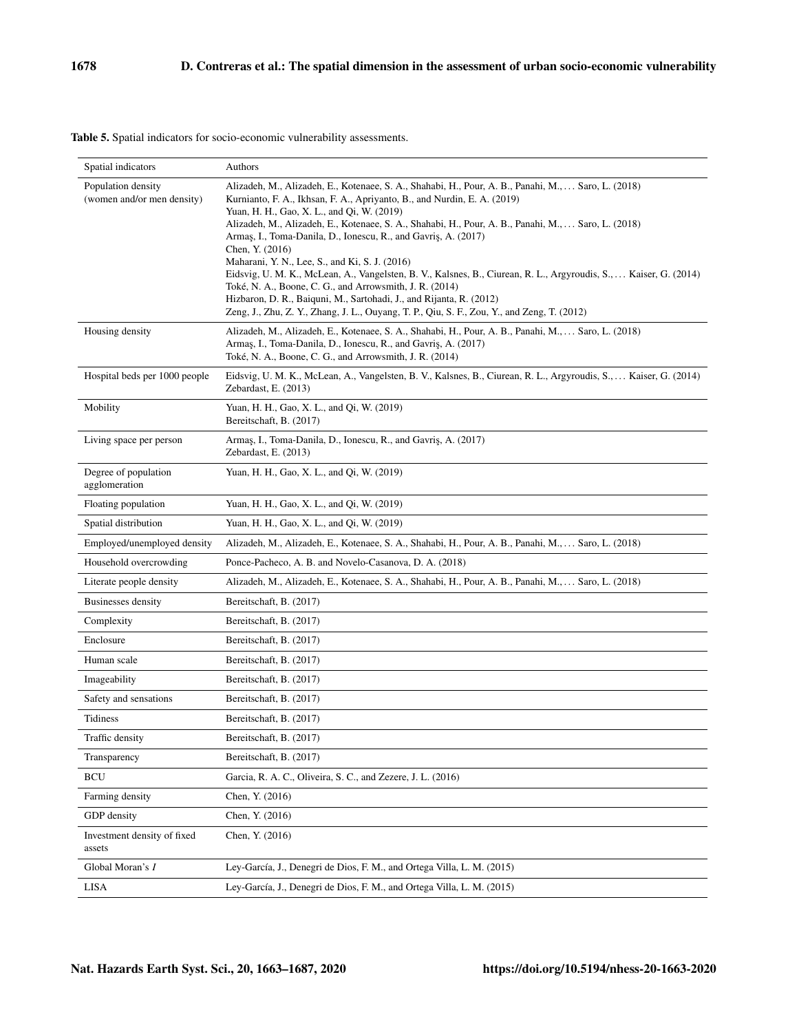**Table 5.** Spatial indicators for socio-economic vulnerability assessments.

| Spatial indicators | Authors |
|---|---|
| Population density (women and/or men density) | Alizadeh, M., Alizadeh, E., Kotenaee, S. A., Shahabi, H., Pour, A. B., Panahi, M., … Saro, L. (2018)<br>Kurnianto, F. A., Ikhsan, F. A., Apriyanto, B., and Nurdin, E. A. (2019)<br>Yuan, H. H., Gao, X. L., and Qi, W. (2019)<br>Alizadeh, M., Alizadeh, E., Kotenaee, S. A., Shahabi, H., Pour, A. B., Panahi, M., … Saro, L. (2018)<br>Armaş, I., Toma-Danila, D., Ionescu, R., and Gavriş, A. (2017)<br>Chen, Y. (2016)<br>Maharani, Y. N., Lee, S., and Ki, S. J. (2016)<br>Eidsvig, U. M. K., McLean, A., Vangelsten, B. V., Kalsnes, B., Ciurean, R. L., Argyroudis, S., … Kaiser, G. (2014)<br>Toké, N. A., Boone, C. G., and Arrowsmith, J. R. (2014)<br>Hizbaron, D. R., Baiquni, M., Sartohadi, J., and Rijanta, R. (2012)<br>Zeng, J., Zhu, Z. Y., Zhang, J. L., Ouyang, T. P., Qiu, S. F., Zou, Y., and Zeng, T. (2012) |
| Housing density | Alizadeh, M., Alizadeh, E., Kotenaee, S. A., Shahabi, H., Pour, A. B., Panahi, M., … Saro, L. (2018)<br>Armaş, I., Toma-Danila, D., Ionescu, R., and Gavriş, A. (2017)<br>Toké, N. A., Boone, C. G., and Arrowsmith, J. R. (2014) |
| Hospital beds per 1000 people | Eidsvig, U. M. K., McLean, A., Vangelsten, B. V., Kalsnes, B., Ciurean, R. L., Argyroudis, S., … Kaiser, G. (2014)<br>Zebardast, E. (2013) |
| Mobility | Yuan, H. H., Gao, X. L., and Qi, W. (2019)<br>Bereitschaft, B. (2017) |
| Living space per person | Armaş, I., Toma-Danila, D., Ionescu, R., and Gavriş, A. (2017)<br>Zebardast, E. (2013) |
| Degree of population agglomeration | Yuan, H. H., Gao, X. L., and Qi, W. (2019) |
| Floating population | Yuan, H. H., Gao, X. L., and Qi, W. (2019) |
| Spatial distribution | Yuan, H. H., Gao, X. L., and Qi, W. (2019) |
| Employed/unemployed density | Alizadeh, M., Alizadeh, E., Kotenaee, S. A., Shahabi, H., Pour, A. B., Panahi, M., … Saro, L. (2018) |
| Household overcrowding | Ponce-Pacheco, A. B. and Novelo-Casanova, D. A. (2018) |
| Literate people density | Alizadeh, M., Alizadeh, E., Kotenaee, S. A., Shahabi, H., Pour, A. B., Panahi, M., … Saro, L. (2018) |
| Businesses density | Bereitschaft, B. (2017) |
| Complexity | Bereitschaft, B. (2017) |
| Enclosure | Bereitschaft, B. (2017) |
| Human scale | Bereitschaft, B. (2017) |
| Imageability | Bereitschaft, B. (2017) |
| Safety and sensations | Bereitschaft, B. (2017) |
| Tidiness | Bereitschaft, B. (2017) |
| Traffic density | Bereitschaft, B. (2017) |
| Transparency | Bereitschaft, B. (2017) |
| BCU | Garcia, R. A. C., Oliveira, S. C., and Zezere, J. L. (2016) |
| Farming density | Chen, Y. (2016) |
| GDP density | Chen, Y. (2016) |
| Investment density of fixed assets | Chen, Y. (2016) |
| Global Moran's $I$ | Ley-García, J., Denegri de Dios, F. M., and Ortega Villa, L. M. (2015) |
| LISA | Ley-García, J., Denegri de Dios, F. M., and Ortega Villa, L. M. (2015) |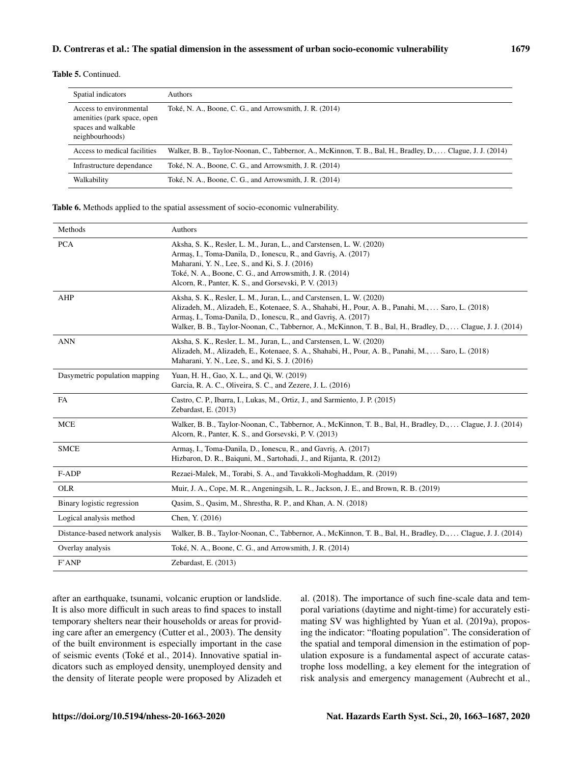**Table 5.** Continued.

| Spatial indicators | Authors |
|---|---|
| Access to environmental amenities (park space, open spaces and walkable neighbourhoods) | Toké, N. A., Boone, C. G., and Arrowsmith, J. R. (2014) |
| Access to medical facilities | Walker, B. B., Taylor-Noonan, C., Tabbernor, A., McKinnon, T. B., Bal, H., Bradley, D., … Clague, J. J. (2014) |
| Infrastructure dependance | Toké, N. A., Boone, C. G., and Arrowsmith, J. R. (2014) |
| Walkability | Toké, N. A., Boone, C. G., and Arrowsmith, J. R. (2014) |

**Table 6.** Methods applied to the spatial assessment of socio-economic vulnerability.

| Methods | Authors |
|---|---|
| PCA | Aksha, S. K., Resler, L. M., Juran, L., and Carstensen, L. W. (2020)<br>Armaş, I., Toma-Danila, D., Ionescu, R., and Gavriş, A. (2017)<br>Maharani, Y. N., Lee, S., and Ki, S. J. (2016)<br>Toké, N. A., Boone, C. G., and Arrowsmith, J. R. (2014)<br>Alcorn, R., Panter, K. S., and Gorsevski, P. V. (2013) |
| AHP | Aksha, S. K., Resler, L. M., Juran, L., and Carstensen, L. W. (2020)<br>Alizadeh, M., Alizadeh, E., Kotenaee, S. A., Shahabi, H., Pour, A. B., Panahi, M., … Saro, L. (2018)<br>Armaş, I., Toma-Danila, D., Ionescu, R., and Gavriş, A. (2017)<br>Walker, B. B., Taylor-Noonan, C., Tabbernor, A., McKinnon, T. B., Bal, H., Bradley, D., … Clague, J. J. (2014) |
| ANN | Aksha, S. K., Resler, L. M., Juran, L., and Carstensen, L. W. (2020)<br>Alizadeh, M., Alizadeh, E., Kotenaee, S. A., Shahabi, H., Pour, A. B., Panahi, M., … Saro, L. (2018)<br>Maharani, Y. N., Lee, S., and Ki, S. J. (2016) |
| Dasymetric population mapping | Yuan, H. H., Gao, X. L., and Qi, W. (2019)<br>Garcia, R. A. C., Oliveira, S. C., and Zezere, J. L. (2016) |
| FA | Castro, C. P., Ibarra, I., Lukas, M., Ortiz, J., and Sarmiento, J. P. (2015)<br>Zebardast, E. (2013) |
| MCE | Walker, B. B., Taylor-Noonan, C., Tabbernor, A., McKinnon, T. B., Bal, H., Bradley, D., … Clague, J. J. (2014)<br>Alcorn, R., Panter, K. S., and Gorsevski, P. V. (2013) |
| SMCE | Armaş, I., Toma-Danila, D., Ionescu, R., and Gavriş, A. (2017)<br>Hizbaron, D. R., Baiquni, M., Sartohadi, J., and Rijanta, R. (2012) |
| F-ADP | Rezaei-Malek, M., Torabi, S. A., and Tavakkoli-Moghaddam, R. (2019) |
| OLR | Muir, J. A., Cope, M. R., Angeningsih, L. R., Jackson, J. E., and Brown, R. B. (2019) |
| Binary logistic regression | Qasim, S., Qasim, M., Shrestha, R. P., and Khan, A. N. (2018) |
| Logical analysis method | Chen, Y. (2016) |
| Distance-based network analysis | Walker, B. B., Taylor-Noonan, C., Tabbernor, A., McKinnon, T. B., Bal, H., Bradley, D., … Clague, J. J. (2014) |
| Overlay analysis | Toké, N. A., Boone, C. G., and Arrowsmith, J. R. (2014) |
| F'ANP | Zebardast, E. (2013) |

after an earthquake, tsunami, volcanic eruption or landslide. It is also more difficult in such areas to find spaces to install temporary shelters near their households or areas for providing care after an emergency (Cutter et al., 2003). The density of the built environment is especially important in the case of seismic events (Toké et al., 2014). Innovative spatial indicators such as employed density, unemployed density and the density of literate people were proposed by Alizadeh et al. (2018). The importance of such fine-scale data and temporal variations (daytime and night-time) for accurately estimating SV was highlighted by Yuan et al. (2019a), proposing the indicator: "floating population". The consideration of the spatial and temporal dimension in the estimation of population exposure is a fundamental aspect of accurate catastrophe loss modelling, a key element for the integration of risk analysis and emergency management (Aubrecht et al.,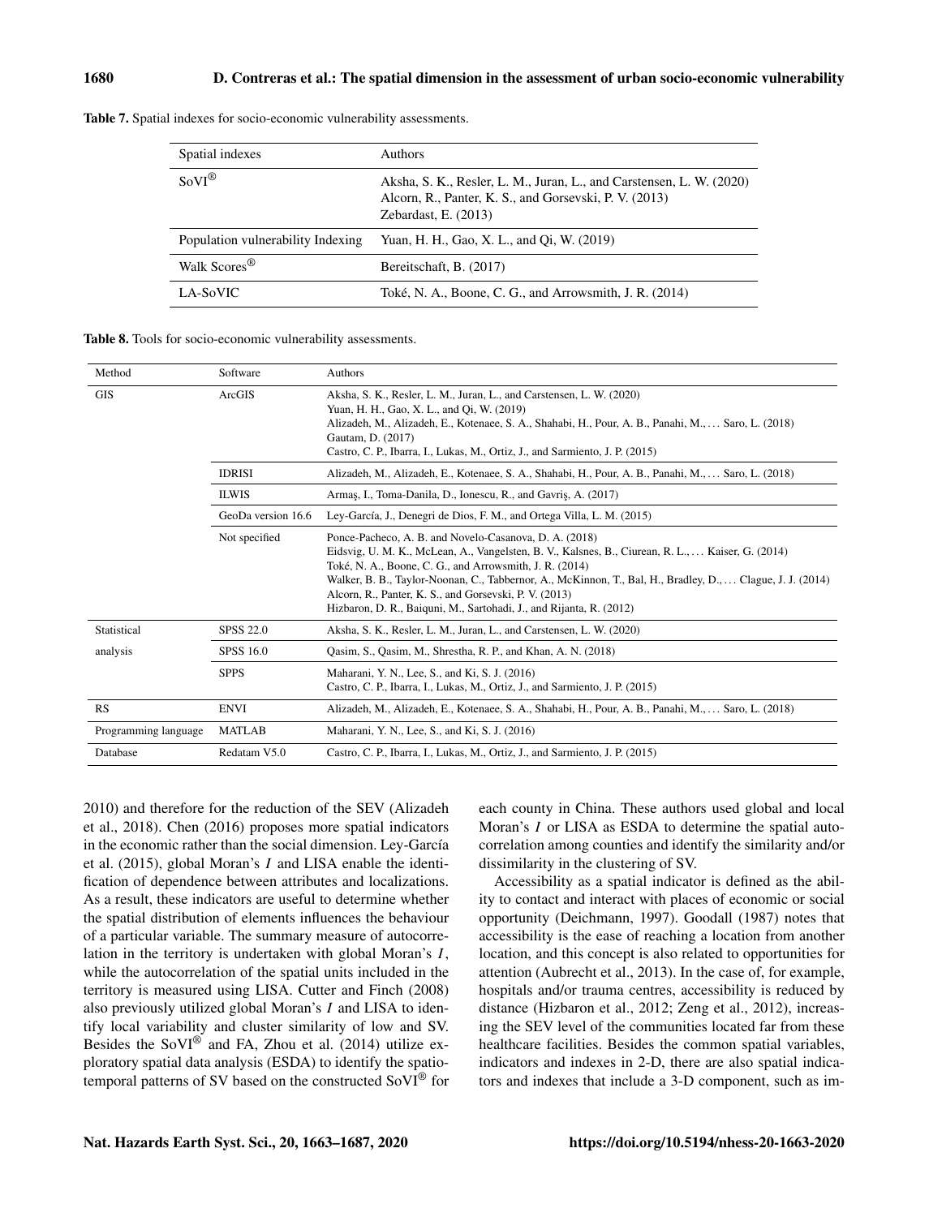**Table 7.** Spatial indexes for socio-economic vulnerability assessments.

| Spatial indexes | Authors |
|---|---|
| SoVI® | Aksha, S. K., Resler, L. M., Juran, L., and Carstensen, L. W. (2020)<br>Alcorn, R., Panter, K. S., and Gorsevski, P. V. (2013)<br>Zebardast, E. (2013) |
| Population vulnerability Indexing | Yuan, H. H., Gao, X. L., and Qi, W. (2019) |
| Walk Scores® | Bereitschaft, B. (2017) |
| LA-SoVIC | Toké, N. A., Boone, C. G., and Arrowsmith, J. R. (2014) |

**Table 8.** Tools for socio-economic vulnerability assessments.

| Method | Software | Authors |
|---|---|---|
| GIS | ArcGIS | Aksha, S. K., Resler, L. M., Juran, L., and Carstensen, L. W. (2020)<br>Yuan, H. H., Gao, X. L., and Qi, W. (2019)<br>Alizadeh, M., Alizadeh, E., Kotenaee, S. A., Shahabi, H., Pour, A. B., Panahi, M., … Saro, L. (2018)<br>Gautam, D. (2017)<br>Castro, C. P., Ibarra, I., Lukas, M., Ortiz, J., and Sarmiento, J. P. (2015) |
| | IDRISI | Alizadeh, M., Alizadeh, E., Kotenaee, S. A., Shahabi, H., Pour, A. B., Panahi, M., … Saro, L. (2018) |
| | ILWIS | Armaş, I., Toma-Danila, D., Ionescu, R., and Gavriş, A. (2017) |
| | GeoDa version 16.6 | Ley-García, J., Denegri de Dios, F. M., and Ortega Villa, L. M. (2015) |
| | Not specified | Ponce-Pacheco, A. B. and Novelo-Casanova, D. A. (2018)<br>Eidsvig, U. M. K., McLean, A., Vangelsten, B. V., Kalsnes, B., Ciurean, R. L., … Kaiser, G. (2014)<br>Toké, N. A., Boone, C. G., and Arrowsmith, J. R. (2014)<br>Walker, B. B., Taylor-Noonan, C., Tabbernor, A., McKinnon, T., Bal, H., Bradley, D., … Clague, J. J. (2014)<br>Alcorn, R., Panter, K. S., and Gorsevski, P. V. (2013)<br>Hizbaron, D. R., Baiquni, M., Sartohadi, J., and Rijanta, R. (2012) |
| Statistical analysis | SPSS 22.0 | Aksha, S. K., Resler, L. M., Juran, L., and Carstensen, L. W. (2020) |
| | SPSS 16.0 | Qasim, S., Qasim, M., Shrestha, R. P., and Khan, A. N. (2018) |
| | SPPS | Maharani, Y. N., Lee, S., and Ki, S. J. (2016)<br>Castro, C. P., Ibarra, I., Lukas, M., Ortiz, J., and Sarmiento, J. P. (2015) |
| RS | ENVI | Alizadeh, M., Alizadeh, E., Kotenaee, S. A., Shahabi, H., Pour, A. B., Panahi, M., … Saro, L. (2018) |
| Programming language | MATLAB | Maharani, Y. N., Lee, S., and Ki, S. J. (2016) |
| Database | Redatam V5.0 | Castro, C. P., Ibarra, I., Lukas, M., Ortiz, J., and Sarmiento, J. P. (2015) |

2010) and therefore for the reduction of the SEV (Alizadeh et al., 2018). Chen (2016) proposes more spatial indicators in the economic rather than the social dimension. Ley-García et al. (2015), global Moran's $I$ and LISA enable the identification of dependence between attributes and localizations. As a result, these indicators are useful to determine whether the spatial distribution of elements influences the behaviour of a particular variable. The summary measure of autocorrelation in the territory is undertaken with global Moran's $I$, while the autocorrelation of the spatial units included in the territory is measured using LISA. Cutter and Finch (2008) also previously utilized global Moran's $I$ and LISA to identify local variability and cluster similarity of low and SV. Besides the SoVI® and FA, Zhou et al. (2014) utilize exploratory spatial data analysis (ESDA) to identify the spatiotemporal patterns of SV based on the constructed SoVI® for each county in China. These authors used global and local Moran's $I$ or LISA as ESDA to determine the spatial autocorrelation among counties and identify the similarity and/or dissimilarity in the clustering of SV.

Accessibility as a spatial indicator is defined as the ability to contact and interact with places of economic or social opportunity (Deichmann, 1997). Goodall (1987) notes that accessibility is the ease of reaching a location from another location, and this concept is also related to opportunities for attention (Aubrecht et al., 2013). In the case of, for example, hospitals and/or trauma centres, accessibility is reduced by distance (Hizbaron et al., 2012; Zeng et al., 2012), increasing the SEV level of the communities located far from these healthcare facilities. Besides the common spatial variables, indicators and indexes in 2-D, there are also spatial indicators and indexes that include a 3-D component, such as im-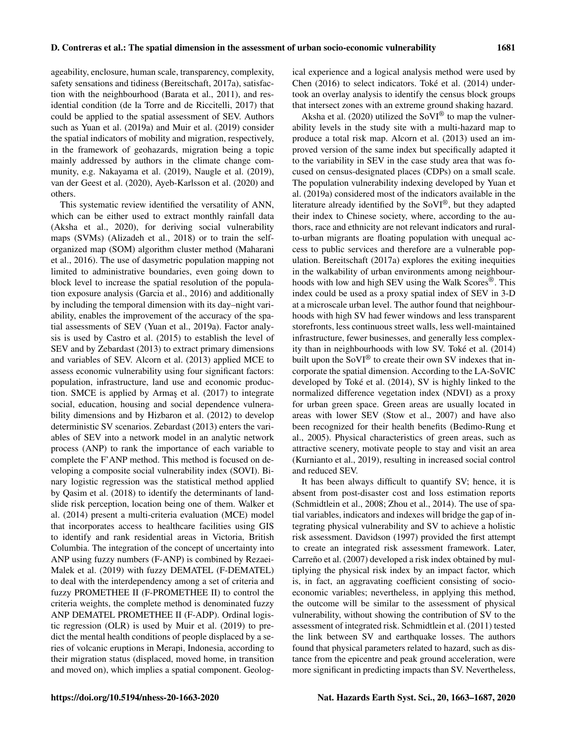ageability, enclosure, human scale, transparency, complexity, safety sensations and tidiness (Bereitschaft, 2017a), satisfaction with the neighbourhood (Barata et al., 2011), and residential condition (de la Torre and de Riccitelli, 2017) that could be applied to the spatial assessment of SEV. Authors such as Yuan et al. (2019a) and Muir et al. (2019) consider the spatial indicators of mobility and migration, respectively, in the framework of geohazards, migration being a topic mainly addressed by authors in the climate change community, e.g. Nakayama et al. (2019), Naugle et al. (2019), van der Geest et al. (2020), Ayeb-Karlsson et al. (2020) and others.

This systematic review identified the versatility of ANN, which can be either used to extract monthly rainfall data (Aksha et al., 2020), for deriving social vulnerability maps (SVMs) (Alizadeh et al., 2018) or to train the self-organized map (SOM) algorithm cluster method (Maharani et al., 2016). The use of dasymetric population mapping not limited to administrative boundaries, even going down to block level to increase the spatial resolution of the population exposure analysis (Garcia et al., 2016) and additionally by including the temporal dimension with its day–night variability, enables the improvement of the accuracy of the spatial assessments of SEV (Yuan et al., 2019a). Factor analysis is used by Castro et al. (2015) to establish the level of SEV and by Zebardast (2013) to extract primary dimensions and variables of SEV. Alcorn et al. (2013) applied MCE to assess economic vulnerability using four significant factors: population, infrastructure, land use and economic production. SMCE is applied by Armaş et al. (2017) to integrate social, education, housing and social dependence vulnerability dimensions and by Hizbaron et al. (2012) to develop deterministic SV scenarios. Zebardast (2013) enters the variables of SEV into a network model in an analytic network process (ANP) to rank the importance of each variable to complete the F'ANP method. This method is focused on developing a composite social vulnerability index (SOVI). Binary logistic regression was the statistical method applied by Qasim et al. (2018) to identify the determinants of landslide risk perception, location being one of them. Walker et al. (2014) present a multi-criteria evaluation (MCE) model that incorporates access to healthcare facilities using GIS to identify and rank residential areas in Victoria, British Columbia. The integration of the concept of uncertainty into ANP using fuzzy numbers (F-ANP) is combined by Rezaei-Malek et al. (2019) with fuzzy DEMATEL (F-DEMATEL) to deal with the interdependency among a set of criteria and fuzzy PROMETHEE II (F-PROMETHEE II) to control the criteria weights, the complete method is denominated fuzzy ANP DEMATEL PROMETHEE II (F-ADP). Ordinal logistic regression (OLR) is used by Muir et al. (2019) to predict the mental health conditions of people displaced by a series of volcanic eruptions in Merapi, Indonesia, according to their migration status (displaced, moved home, in transition and moved on), which implies a spatial component. Geological experience and a logical analysis method were used by Chen (2016) to select indicators. Toké et al. (2014) undertook an overlay analysis to identify the census block groups that intersect zones with an extreme ground shaking hazard.

Aksha et al. (2020) utilized the SoVI® to map the vulnerability levels in the study site with a multi-hazard map to produce a total risk map. Alcorn et al. (2013) used an improved version of the same index but specifically adapted it to the variability in SEV in the case study area that was focused on census-designated places (CDPs) on a small scale. The population vulnerability indexing developed by Yuan et al. (2019a) considered most of the indicators available in the literature already identified by the SoVI®, but they adapted their index to Chinese society, where, according to the authors, race and ethnicity are not relevant indicators and rural-to-urban migrants are floating population with unequal access to public services and therefore are a vulnerable population. Bereitschaft (2017a) explores the exiting inequities in the walkability of urban environments among neighbourhoods with low and high SEV using the Walk Scores®. This index could be used as a proxy spatial index of SEV in 3-D at a microscale urban level. The author found that neighbourhoods with high SV had fewer windows and less transparent storefronts, less continuous street walls, less well-maintained infrastructure, fewer businesses, and generally less complexity than in neighbourhoods with low SV. Toké et al. (2014) built upon the SoVI® to create their own SV indexes that incorporate the spatial dimension. According to the LA-SoVIC developed by Toké et al. (2014), SV is highly linked to the normalized difference vegetation index (NDVI) as a proxy for urban green space. Green areas are usually located in areas with lower SEV (Stow et al., 2007) and have also been recognized for their health benefits (Bedimo-Rung et al., 2005). Physical characteristics of green areas, such as attractive scenery, motivate people to stay and visit an area (Kurnianto et al., 2019), resulting in increased social control and reduced SEV.

It has been always difficult to quantify SV; hence, it is absent from post-disaster cost and loss estimation reports (Schmidtlein et al., 2008; Zhou et al., 2014). The use of spatial variables, indicators and indexes will bridge the gap of integrating physical vulnerability and SV to achieve a holistic risk assessment. Davidson (1997) provided the first attempt to create an integrated risk assessment framework. Later, Carreño et al. (2007) developed a risk index obtained by multiplying the physical risk index by an impact factor, which is, in fact, an aggravating coefficient consisting of socio-economic variables; nevertheless, in applying this method, the outcome will be similar to the assessment of physical vulnerability, without showing the contribution of SV to the assessment of integrated risk. Schmidtlein et al. (2011) tested the link between SV and earthquake losses. The authors found that physical parameters related to hazard, such as distance from the epicentre and peak ground acceleration, were more significant in predicting impacts than SV. Nevertheless,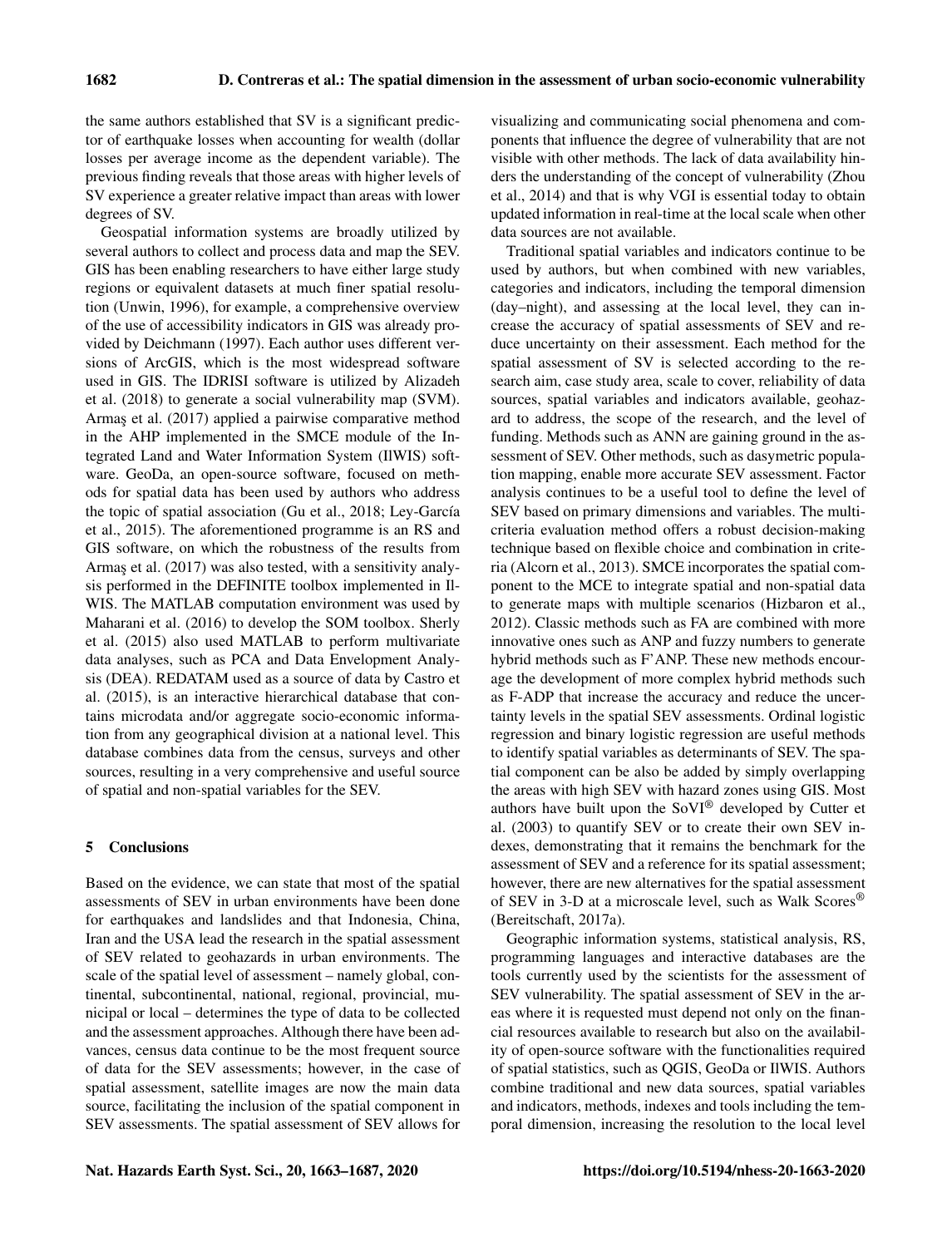the same authors established that SV is a significant predictor of earthquake losses when accounting for wealth (dollar losses per average income as the dependent variable). The previous finding reveals that those areas with higher levels of SV experience a greater relative impact than areas with lower degrees of SV.

Geospatial information systems are broadly utilized by several authors to collect and process data and map the SEV. GIS has been enabling researchers to have either large study regions or equivalent datasets at much finer spatial resolution (Unwin, 1996), for example, a comprehensive overview of the use of accessibility indicators in GIS was already provided by Deichmann (1997). Each author uses different versions of ArcGIS, which is the most widespread software used in GIS. The IDRISI software is utilized by Alizadeh et al. (2018) to generate a social vulnerability map (SVM). Armaş et al. (2017) applied a pairwise comparative method in the AHP implemented in the SMCE module of the Integrated Land and Water Information System (IlWIS) software. GeoDa, an open-source software, focused on methods for spatial data has been used by authors who address the topic of spatial association (Gu et al., 2018; Ley-García et al., 2015). The aforementioned programme is an RS and GIS software, on which the robustness of the results from Armaş et al. (2017) was also tested, with a sensitivity analysis performed in the DEFINITE toolbox implemented in IlWIS. The MATLAB computation environment was used by Maharani et al. (2016) to develop the SOM toolbox. Sherly et al. (2015) also used MATLAB to perform multivariate data analyses, such as PCA and Data Envelopment Analysis (DEA). REDATAM used as a source of data by Castro et al. (2015), is an interactive hierarchical database that contains microdata and/or aggregate socio-economic information from any geographical division at a national level. This database combines data from the census, surveys and other sources, resulting in a very comprehensive and useful source of spatial and non-spatial variables for the SEV.

## 5 Conclusions

Based on the evidence, we can state that most of the spatial assessments of SEV in urban environments have been done for earthquakes and landslides and that Indonesia, China, Iran and the USA lead the research in the spatial assessment of SEV related to geohazards in urban environments. The scale of the spatial level of assessment – namely global, continental, subcontinental, national, regional, provincial, municipal or local – determines the type of data to be collected and the assessment approaches. Although there have been advances, census data continue to be the most frequent source of data for the SEV assessments; however, in the case of spatial assessment, satellite images are now the main data source, facilitating the inclusion of the spatial component in SEV assessments. The spatial assessment of SEV allows for visualizing and communicating social phenomena and components that influence the degree of vulnerability that are not visible with other methods. The lack of data availability hinders the understanding of the concept of vulnerability (Zhou et al., 2014) and that is why VGI is essential today to obtain updated information in real-time at the local scale when other data sources are not available.

Traditional spatial variables and indicators continue to be used by authors, but when combined with new variables, categories and indicators, including the temporal dimension (day–night), and assessing at the local level, they can increase the accuracy of spatial assessments of SEV and reduce uncertainty on their assessment. Each method for the spatial assessment of SV is selected according to the research aim, case study area, scale to cover, reliability of data sources, spatial variables and indicators available, geohazard to address, the scope of the research, and the level of funding. Methods such as ANN are gaining ground in the assessment of SEV. Other methods, such as dasymetric population mapping, enable more accurate SEV assessment. Factor analysis continues to be a useful tool to define the level of SEV based on primary dimensions and variables. The multicriteria evaluation method offers a robust decision-making technique based on flexible choice and combination in criteria (Alcorn et al., 2013). SMCE incorporates the spatial component to the MCE to integrate spatial and non-spatial data to generate maps with multiple scenarios (Hizbaron et al., 2012). Classic methods such as FA are combined with more innovative ones such as ANP and fuzzy numbers to generate hybrid methods such as F'ANP. These new methods encourage the development of more complex hybrid methods such as F-ADP that increase the accuracy and reduce the uncertainty levels in the spatial SEV assessments. Ordinal logistic regression and binary logistic regression are useful methods to identify spatial variables as determinants of SEV. The spatial component can be also be added by simply overlapping the areas with high SEV with hazard zones using GIS. Most authors have built upon the SoVI® developed by Cutter et al. (2003) to quantify SEV or to create their own SEV indexes, demonstrating that it remains the benchmark for the assessment of SEV and a reference for its spatial assessment; however, there are new alternatives for the spatial assessment of SEV in 3-D at a microscale level, such as Walk Scores® (Bereitschaft, 2017a).

Geographic information systems, statistical analysis, RS, programming languages and interactive databases are the tools currently used by the scientists for the assessment of SEV vulnerability. The spatial assessment of SEV in the areas where it is requested must depend not only on the financial resources available to research but also on the availability of open-source software with the functionalities required of spatial statistics, such as QGIS, GeoDa or IlWIS. Authors combine traditional and new data sources, spatial variables and indicators, methods, indexes and tools including the temporal dimension, increasing the resolution to the local level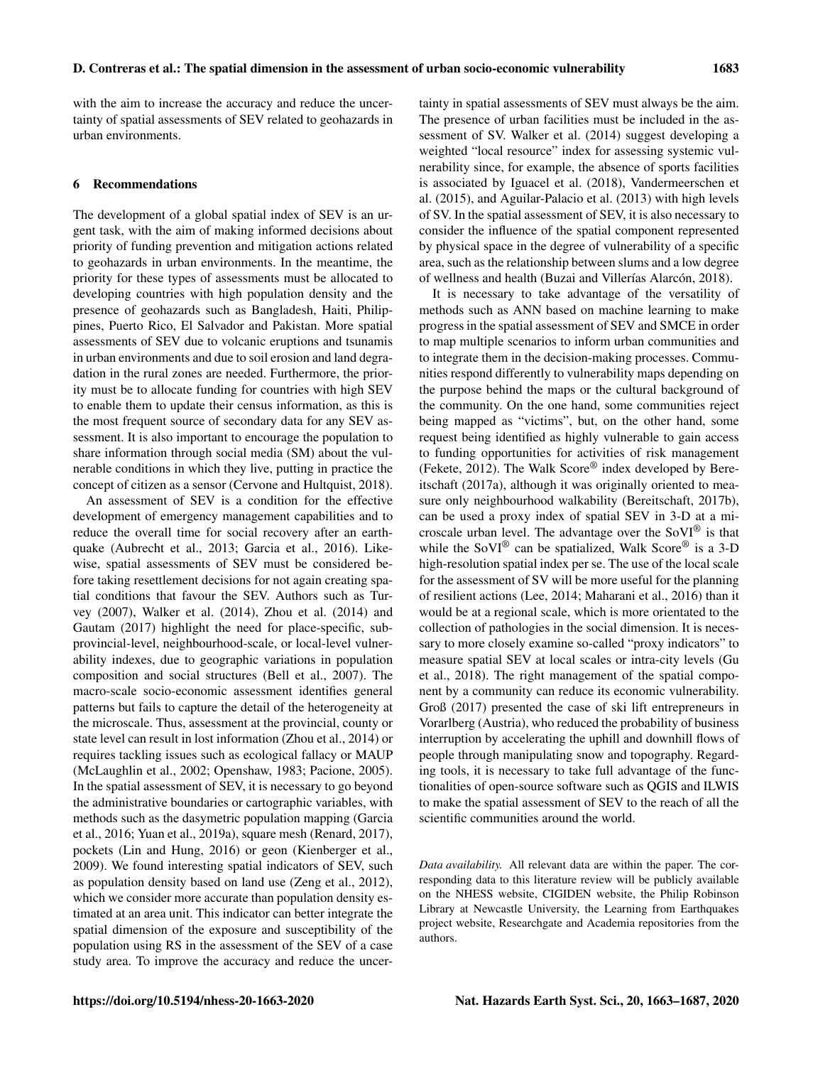with the aim to increase the accuracy and reduce the uncertainty of spatial assessments of SEV related to geohazards in urban environments.

## 6 Recommendations

The development of a global spatial index of SEV is an urgent task, with the aim of making informed decisions about priority of funding prevention and mitigation actions related to geohazards in urban environments. In the meantime, the priority for these types of assessments must be allocated to developing countries with high population density and the presence of geohazards such as Bangladesh, Haiti, Philippines, Puerto Rico, El Salvador and Pakistan. More spatial assessments of SEV due to volcanic eruptions and tsunamis in urban environments and due to soil erosion and land degradation in the rural zones are needed. Furthermore, the priority must be to allocate funding for countries with high SEV to enable them to update their census information, as this is the most frequent source of secondary data for any SEV assessment. It is also important to encourage the population to share information through social media (SM) about the vulnerable conditions in which they live, putting in practice the concept of citizen as a sensor (Cervone and Hultquist, 2018).

An assessment of SEV is a condition for the effective development of emergency management capabilities and to reduce the overall time for social recovery after an earthquake (Aubrecht et al., 2013; Garcia et al., 2016). Likewise, spatial assessments of SEV must be considered before taking resettlement decisions for not again creating spatial conditions that favour the SEV. Authors such as Turvey (2007), Walker et al. (2014), Zhou et al. (2014) and Gautam (2017) highlight the need for place-specific, subprovincial-level, neighbourhood-scale, or local-level vulnerability indexes, due to geographic variations in population composition and social structures (Bell et al., 2007). The macro-scale socio-economic assessment identifies general patterns but fails to capture the detail of the heterogeneity at the microscale. Thus, assessment at the provincial, county or state level can result in lost information (Zhou et al., 2014) or requires tackling issues such as ecological fallacy or MAUP (McLaughlin et al., 2002; Openshaw, 1983; Pacione, 2005). In the spatial assessment of SEV, it is necessary to go beyond the administrative boundaries or cartographic variables, with methods such as the dasymetric population mapping (Garcia et al., 2016; Yuan et al., 2019a), square mesh (Renard, 2017), pockets (Lin and Hung, 2016) or geon (Kienberger et al., 2009). We found interesting spatial indicators of SEV, such as population density based on land use (Zeng et al., 2012), which we consider more accurate than population density estimated at an area unit. This indicator can better integrate the spatial dimension of the exposure and susceptibility of the population using RS in the assessment of the SEV of a case study area. To improve the accuracy and reduce the uncertainty in spatial assessments of SEV must always be the aim. The presence of urban facilities must be included in the assessment of SV. Walker et al. (2014) suggest developing a weighted "local resource" index for assessing systemic vulnerability since, for example, the absence of sports facilities is associated by Iguacel et al. (2018), Vandermeerschen et al. (2015), and Aguilar-Palacio et al. (2013) with high levels of SV. In the spatial assessment of SEV, it is also necessary to consider the influence of the spatial component represented by physical space in the degree of vulnerability of a specific area, such as the relationship between slums and a low degree of wellness and health (Buzai and Villerías Alarcón, 2018).

It is necessary to take advantage of the versatility of methods such as ANN based on machine learning to make progress in the spatial assessment of SEV and SMCE in order to map multiple scenarios to inform urban communities and to integrate them in the decision-making processes. Communities respond differently to vulnerability maps depending on the purpose behind the maps or the cultural background of the community. On the one hand, some communities reject being mapped as "victims", but, on the other hand, some request being identified as highly vulnerable to gain access to funding opportunities for activities of risk management (Fekete, 2012). The Walk Score® index developed by Bereitschaft (2017a), although it was originally oriented to measure only neighbourhood walkability (Bereitschaft, 2017b), can be used a proxy index of spatial SEV in 3-D at a microscale urban level. The advantage over the SoVI® is that while the SoVI® can be spatialized, Walk Score® is a 3-D high-resolution spatial index per se. The use of the local scale for the assessment of SV will be more useful for the planning of resilient actions (Lee, 2014; Maharani et al., 2016) than it would be at a regional scale, which is more orientated to the collection of pathologies in the social dimension. It is necessary to more closely examine so-called "proxy indicators" to measure spatial SEV at local scales or intra-city levels (Gu et al., 2018). The right management of the spatial component by a community can reduce its economic vulnerability. Groß (2017) presented the case of ski lift entrepreneurs in Vorarlberg (Austria), who reduced the probability of business interruption by accelerating the uphill and downhill flows of people through manipulating snow and topography. Regarding tools, it is necessary to take full advantage of the functionalities of open-source software such as QGIS and ILWIS to make the spatial assessment of SEV to the reach of all the scientific communities around the world.

*Data availability.* All relevant data are within the paper. The corresponding data to this literature review will be publicly available on the NHESS website, CIGIDEN website, the Philip Robinson Library at Newcastle University, the Learning from Earthquakes project website, Researchgate and Academia repositories from the authors.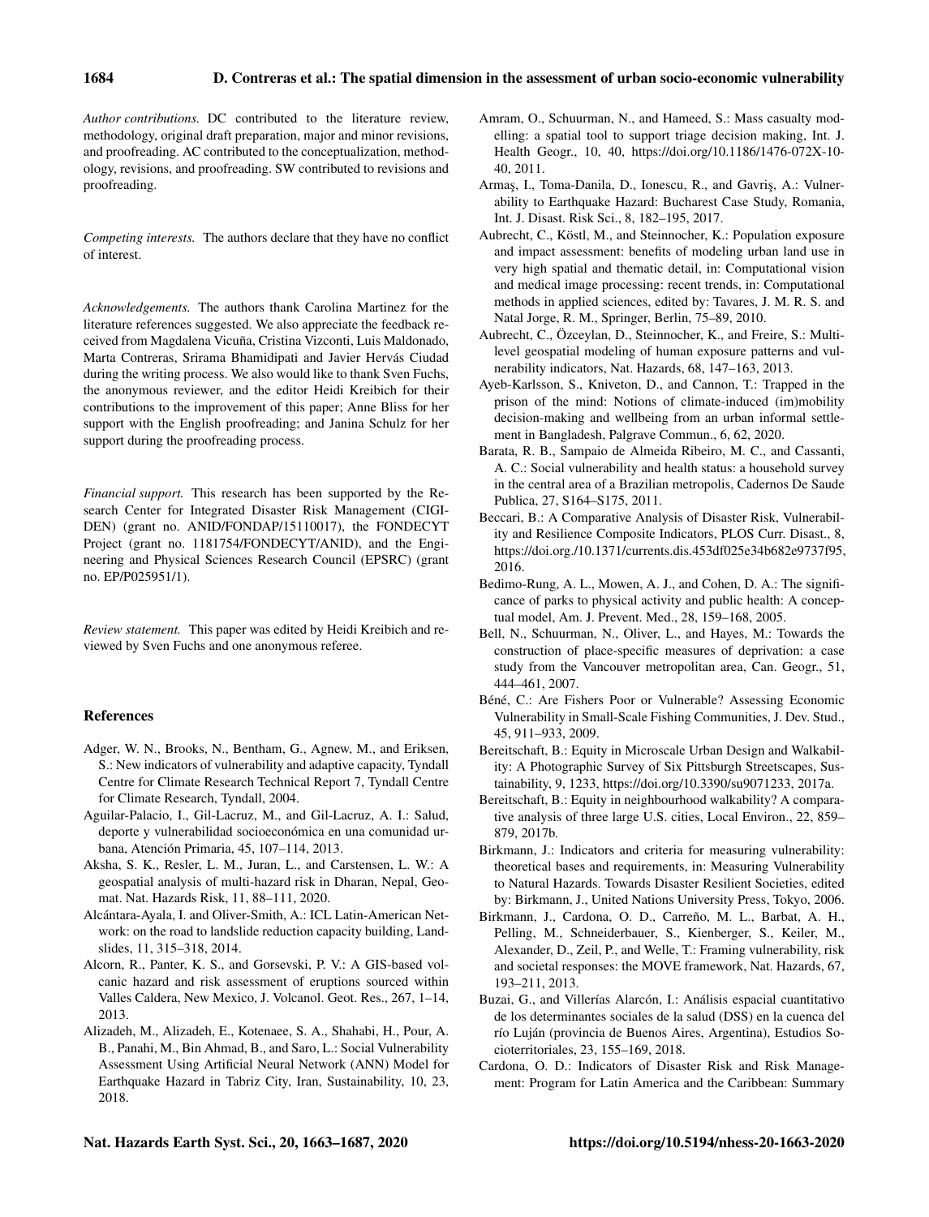*Author contributions.* DC contributed to the literature review, methodology, original draft preparation, major and minor revisions, and proofreading. AC contributed to the conceptualization, methodology, revisions, and proofreading. SW contributed to revisions and proofreading.

*Competing interests.* The authors declare that they have no conflict of interest.

*Acknowledgements.* The authors thank Carolina Martinez for the literature references suggested. We also appreciate the feedback received from Magdalena Vicuña, Cristina Vizconti, Luis Maldonado, Marta Contreras, Srirama Bhamidipati and Javier Hervás Ciudad during the writing process. We also would like to thank Sven Fuchs, the anonymous reviewer, and the editor Heidi Kreibich for their contributions to the improvement of this paper; Anne Bliss for her support with the English proofreading; and Janina Schulz for her support during the proofreading process.

*Financial support.* This research has been supported by the Research Center for Integrated Disaster Risk Management (CIGIDEN) (grant no. ANID/FONDAP/15110017), the FONDECYT Project (grant no. 1181754/FONDECYT/ANID), and the Engineering and Physical Sciences Research Council (EPSRC) (grant no. EP/P025951/1).

*Review statement.* This paper was edited by Heidi Kreibich and reviewed by Sven Fuchs and one anonymous referee.

## References

Adger, W. N., Brooks, N., Bentham, G., Agnew, M., and Eriksen, S.: New indicators of vulnerability and adaptive capacity, Tyndall Centre for Climate Research Technical Report 7, Tyndall Centre for Climate Research, Tyndall, 2004.

Aguilar-Palacio, I., Gil-Lacruz, M., and Gil-Lacruz, A. I.: Salud, deporte y vulnerabilidad socioeconómica en una comunidad urbana, Atención Primaria, 45, 107–114, 2013.

Aksha, S. K., Resler, L. M., Juran, L., and Carstensen, L. W.: A geospatial analysis of multi-hazard risk in Dharan, Nepal, Geomat. Nat. Hazards Risk, 11, 88–111, 2020.

Alcántara-Ayala, I. and Oliver-Smith, A.: ICL Latin-American Network: on the road to landslide reduction capacity building, Landslides, 11, 315–318, 2014.

Alcorn, R., Panter, K. S., and Gorsevski, P. V.: A GIS-based volcanic hazard and risk assessment of eruptions sourced within Valles Caldera, New Mexico, J. Volcanol. Geot. Res., 267, 1–14, 2013.

Alizadeh, M., Alizadeh, E., Kotenaee, S. A., Shahabi, H., Pour, A. B., Panahi, M., Bin Ahmad, B., and Saro, L.: Social Vulnerability Assessment Using Artificial Neural Network (ANN) Model for Earthquake Hazard in Tabriz City, Iran, Sustainability, 10, 23, 2018.

Amram, O., Schuurman, N., and Hameed, S.: Mass casualty modelling: a spatial tool to support triage decision making, Int. J. Health Geogr., 10, 40, https://doi.org/10.1186/1476-072X-10-40, 2011.

Armaş, I., Toma-Danila, D., Ionescu, R., and Gavriş, A.: Vulnerability to Earthquake Hazard: Bucharest Case Study, Romania, Int. J. Disast. Risk Sci., 8, 182–195, 2017.

Aubrecht, C., Köstl, M., and Steinnocher, K.: Population exposure and impact assessment: benefits of modeling urban land use in very high spatial and thematic detail, in: Computational vision and medical image processing: recent trends, in: Computational methods in applied sciences, edited by: Tavares, J. M. R. S. and Natal Jorge, R. M., Springer, Berlin, 75–89, 2010.

Aubrecht, C., Özceylan, D., Steinnocher, K., and Freire, S.: Multi-level geospatial modeling of human exposure patterns and vulnerability indicators, Nat. Hazards, 68, 147–163, 2013.

Ayeb-Karlsson, S., Kniveton, D., and Cannon, T.: Trapped in the prison of the mind: Notions of climate-induced (im)mobility decision-making and wellbeing from an urban informal settlement in Bangladesh, Palgrave Commun., 6, 62, 2020.

Barata, R. B., Sampaio de Almeida Ribeiro, M. C., and Cassanti, A. C.: Social vulnerability and health status: a household survey in the central area of a Brazilian metropolis, Cadernos De Saude Publica, 27, S164–S175, 2011.

Beccari, B.: A Comparative Analysis of Disaster Risk, Vulnerability and Resilience Composite Indicators, PLOS Curr. Disast., 8, https://doi.org./10.1371/currents.dis.453df025e34b682e9737f95, 2016.

Bedimo-Rung, A. L., Mowen, A. J., and Cohen, D. A.: The significance of parks to physical activity and public health: A conceptual model, Am. J. Prevent. Med., 28, 159–168, 2005.

Bell, N., Schuurman, N., Oliver, L., and Hayes, M.: Towards the construction of place-specific measures of deprivation: a case study from the Vancouver metropolitan area, Can. Geogr., 51, 444–461, 2007.

Béné, C.: Are Fishers Poor or Vulnerable? Assessing Economic Vulnerability in Small-Scale Fishing Communities, J. Dev. Stud., 45, 911–933, 2009.

Bereitschaft, B.: Equity in Microscale Urban Design and Walkability: A Photographic Survey of Six Pittsburgh Streetscapes, Sustainability, 9, 1233, https://doi.org/10.3390/su9071233, 2017a.

Bereitschaft, B.: Equity in neighbourhood walkability? A comparative analysis of three large U.S. cities, Local Environ., 22, 859–879, 2017b.

Birkmann, J.: Indicators and criteria for measuring vulnerability: theoretical bases and requirements, in: Measuring Vulnerability to Natural Hazards. Towards Disaster Resilient Societies, edited by: Birkmann, J., United Nations University Press, Tokyo, 2006.

Birkmann, J., Cardona, O. D., Carreño, M. L., Barbat, A. H., Pelling, M., Schneiderbauer, S., Kienberger, S., Keiler, M., Alexander, D., Zeil, P., and Welle, T.: Framing vulnerability, risk and societal responses: the MOVE framework, Nat. Hazards, 67, 193–211, 2013.

Buzai, G., and Villerías Alarcón, I.: Análisis espacial cuantitativo de los determinantes sociales de la salud (DSS) en la cuenca del río Luján (provincia de Buenos Aires, Argentina), Estudios Socioterritoriales, 23, 155–169, 2018.

Cardona, O. D.: Indicators of Disaster Risk and Risk Management: Program for Latin America and the Caribbean: Summary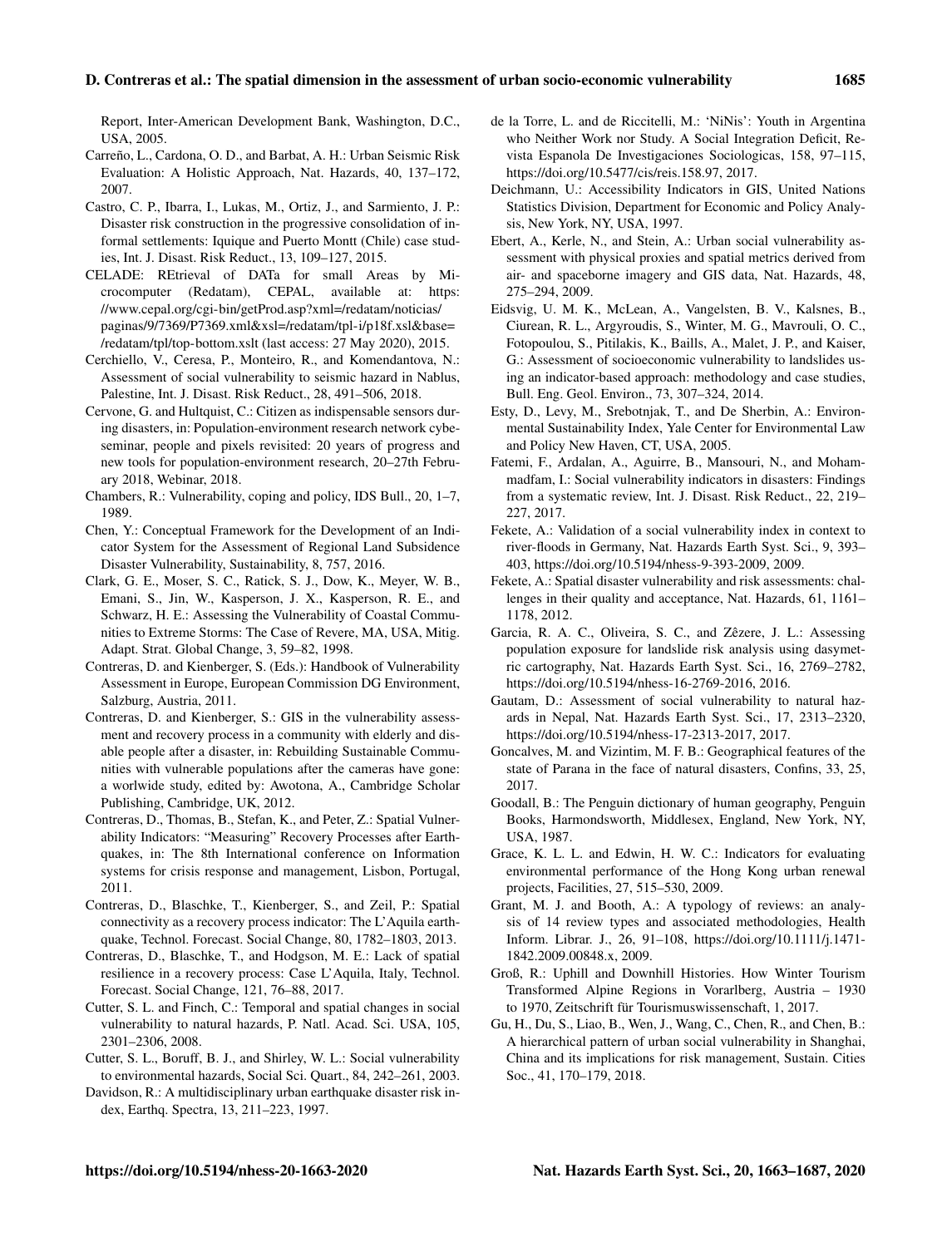Report, Inter-American Development Bank, Washington, D.C., USA, 2005.

Carreño, L., Cardona, O. D., and Barbat, A. H.: Urban Seismic Risk Evaluation: A Holistic Approach, Nat. Hazards, 40, 137–172, 2007.

Castro, C. P., Ibarra, I., Lukas, M., Ortiz, J., and Sarmiento, J. P.: Disaster risk construction in the progressive consolidation of informal settlements: Iquique and Puerto Montt (Chile) case studies, Int. J. Disast. Risk Reduct., 13, 109–127, 2015.

CELADE: REtrieval of DATa for small Areas by Microcomputer (Redatam), CEPAL, available at: https://www.cepal.org/cgi-bin/getProd.asp?xml=/redatam/noticias/paginas/9/7369/P7369.xml&xsl=/redatam/tpl-i/p18f.xsl&base=/redatam/tpl/top-bottom.xslt (last access: 27 May 2020), 2015.

Cerchiello, V., Ceresa, P., Monteiro, R., and Komendantova, N.: Assessment of social vulnerability to seismic hazard in Nablus, Palestine, Int. J. Disast. Risk Reduct., 28, 491–506, 2018.

Cervone, G. and Hultquist, C.: Citizen as indispensable sensors during disasters, in: Population-environment research network cybeseminar, people and pixels revisited: 20 years of progress and new tools for population-environment research, 20–27th February 2018, Webinar, 2018.

Chambers, R.: Vulnerability, coping and policy, IDS Bull., 20, 1–7, 1989.

Chen, Y.: Conceptual Framework for the Development of an Indicator System for the Assessment of Regional Land Subsidence Disaster Vulnerability, Sustainability, 8, 757, 2016.

Clark, G. E., Moser, S. C., Ratick, S. J., Dow, K., Meyer, W. B., Emani, S., Jin, W., Kasperson, J. X., Kasperson, R. E., and Schwarz, H. E.: Assessing the Vulnerability of Coastal Communities to Extreme Storms: The Case of Revere, MA, USA, Mitig. Adapt. Strat. Global Change, 3, 59–82, 1998.

Contreras, D. and Kienberger, S. (Eds.): Handbook of Vulnerability Assessment in Europe, European Commission DG Environment, Salzburg, Austria, 2011.

Contreras, D. and Kienberger, S.: GIS in the vulnerability assessment and recovery process in a community with elderly and disable people after a disaster, in: Rebuilding Sustainable Communities with vulnerable populations after the cameras have gone: a worlwide study, edited by: Awotona, A., Cambridge Scholar Publishing, Cambridge, UK, 2012.

Contreras, D., Thomas, B., Stefan, K., and Peter, Z.: Spatial Vulnerability Indicators: "Measuring" Recovery Processes after Earthquakes, in: The 8th International conference on Information systems for crisis response and management, Lisbon, Portugal, 2011.

Contreras, D., Blaschke, T., Kienberger, S., and Zeil, P.: Spatial connectivity as a recovery process indicator: The L'Aquila earthquake, Technol. Forecast. Social Change, 80, 1782–1803, 2013.

Contreras, D., Blaschke, T., and Hodgson, M. E.: Lack of spatial resilience in a recovery process: Case L'Aquila, Italy, Technol. Forecast. Social Change, 121, 76–88, 2017.

Cutter, S. L. and Finch, C.: Temporal and spatial changes in social vulnerability to natural hazards, P. Natl. Acad. Sci. USA, 105, 2301–2306, 2008.

Cutter, S. L., Boruff, B. J., and Shirley, W. L.: Social vulnerability to environmental hazards, Social Sci. Quart., 84, 242–261, 2003.

Davidson, R.: A multidisciplinary urban earthquake disaster risk index, Earthq. Spectra, 13, 211–223, 1997.

de la Torre, L. and de Riccitelli, M.: 'NiNis': Youth in Argentina who Neither Work nor Study. A Social Integration Deficit, Revista Espanola De Investigaciones Sociologicas, 158, 97–115, https://doi.org/10.5477/cis/reis.158.97, 2017.

Deichmann, U.: Accessibility Indicators in GIS, United Nations Statistics Division, Department for Economic and Policy Analysis, New York, NY, USA, 1997.

Ebert, A., Kerle, N., and Stein, A.: Urban social vulnerability assessment with physical proxies and spatial metrics derived from air- and spaceborne imagery and GIS data, Nat. Hazards, 48, 275–294, 2009.

Eidsvig, U. M. K., McLean, A., Vangelsten, B. V., Kalsnes, B., Ciurean, R. L., Argyroudis, S., Winter, M. G., Mavrouli, O. C., Fotopoulou, S., Pitilakis, K., Baills, A., Malet, J. P., and Kaiser, G.: Assessment of socioeconomic vulnerability to landslides using an indicator-based approach: methodology and case studies, Bull. Eng. Geol. Environ., 73, 307–324, 2014.

Esty, D., Levy, M., Srebotnjak, T., and De Sherbin, A.: Environmental Sustainability Index, Yale Center for Environmental Law and Policy New Haven, CT, USA, 2005.

Fatemi, F., Ardalan, A., Aguirre, B., Mansouri, N., and Mohammadfam, I.: Social vulnerability indicators in disasters: Findings from a systematic review, Int. J. Disast. Risk Reduct., 22, 219–227, 2017.

Fekete, A.: Validation of a social vulnerability index in context to river-floods in Germany, Nat. Hazards Earth Syst. Sci., 9, 393–403, https://doi.org/10.5194/nhess-9-393-2009, 2009.

Fekete, A.: Spatial disaster vulnerability and risk assessments: challenges in their quality and acceptance, Nat. Hazards, 61, 1161–1178, 2012.

Garcia, R. A. C., Oliveira, S. C., and Zêzere, J. L.: Assessing population exposure for landslide risk analysis using dasymetric cartography, Nat. Hazards Earth Syst. Sci., 16, 2769–2782, https://doi.org/10.5194/nhess-16-2769-2016, 2016.

Gautam, D.: Assessment of social vulnerability to natural hazards in Nepal, Nat. Hazards Earth Syst. Sci., 17, 2313–2320, https://doi.org/10.5194/nhess-17-2313-2017, 2017.

Goncalves, M. and Vizintim, M. F. B.: Geographical features of the state of Parana in the face of natural disasters, Confins, 33, 25, 2017.

Goodall, B.: The Penguin dictionary of human geography, Penguin Books, Harmondsworth, Middlesex, England, New York, NY, USA, 1987.

Grace, K. L. L. and Edwin, H. W. C.: Indicators for evaluating environmental performance of the Hong Kong urban renewal projects, Facilities, 27, 515–530, 2009.

Grant, M. J. and Booth, A.: A typology of reviews: an analysis of 14 review types and associated methodologies, Health Inform. Librar. J., 26, 91–108, https://doi.org/10.1111/j.1471-1842.2009.00848.x, 2009.

Groß, R.: Uphill and Downhill Histories. How Winter Tourism Transformed Alpine Regions in Vorarlberg, Austria – 1930 to 1970, Zeitschrift für Tourismuswissenschaft, 1, 2017.

Gu, H., Du, S., Liao, B., Wen, J., Wang, C., Chen, R., and Chen, B.: A hierarchical pattern of urban social vulnerability in Shanghai, China and its implications for risk management, Sustain. Cities Soc., 41, 170–179, 2018.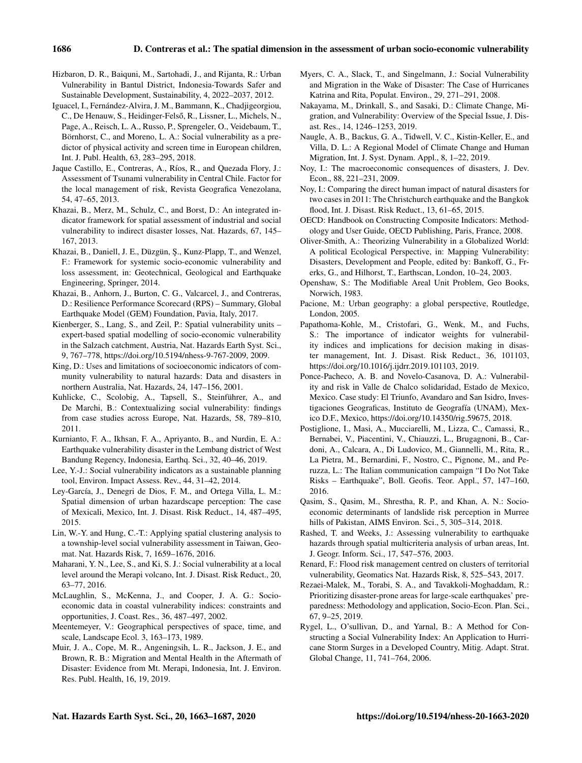Hizbaron, D. R., Baiquni, M., Sartohadi, J., and Rijanta, R.: Urban Vulnerability in Bantul District, Indonesia-Towards Safer and Sustainable Development, Sustainability, 4, 2022–2037, 2012.

Iguacel, I., Fernández-Alvira, J. M., Bammann, K., Chadjigeorgiou, C., De Henauw, S., Heidinger-Felső, R., Lissner, L., Michels, N., Page, A., Reisch, L. A., Russo, P., Sprengeler, O., Veidebaum, T., Börnhorst, C., and Moreno, L. A.: Social vulnerability as a predictor of physical activity and screen time in European children, Int. J. Publ. Health, 63, 283–295, 2018.

Jaque Castillo, E., Contreras, A., Ríos, R., and Quezada Flory, J.: Assessment of Tsunami vulnerability in Central Chile. Factor for the local management of risk, Revista Geografica Venezolana, 54, 47–65, 2013.

Khazai, B., Merz, M., Schulz, C., and Borst, D.: An integrated indicator framework for spatial assessment of industrial and social vulnerability to indirect disaster losses, Nat. Hazards, 67, 145–167, 2013.

Khazai, B., Daniell, J. E., Düzgün, Ş., Kunz-Plapp, T., and Wenzel, F.: Framework for systemic socio-economic vulnerability and loss assessment, in: Geotechnical, Geological and Earthquake Engineering, Springer, 2014.

Khazai, B., Anhorn, J., Burton, C. G., Valcarcel, J., and Contreras, D.: Resilience Performance Scorecard (RPS) – Summary, Global Earthquake Model (GEM) Foundation, Pavia, Italy, 2017.

Kienberger, S., Lang, S., and Zeil, P.: Spatial vulnerability units – expert-based spatial modelling of socio-economic vulnerability in the Salzach catchment, Austria, Nat. Hazards Earth Syst. Sci., 9, 767–778, https://doi.org/10.5194/nhess-9-767-2009, 2009.

King, D.: Uses and limitations of socioeconomic indicators of community vulnerability to natural hazards: Data and disasters in northern Australia, Nat. Hazards, 24, 147–156, 2001.

Kuhlicke, C., Scolobig, A., Tapsell, S., Steinführer, A., and De Marchi, B.: Contextualizing social vulnerability: findings from case studies across Europe, Nat. Hazards, 58, 789–810, 2011.

Kurnianto, F. A., Ikhsan, F. A., Apriyanto, B., and Nurdin, E. A.: Earthquake vulnerability disaster in the Lembang district of West Bandung Regency, Indonesia, Earthq. Sci., 32, 40–46, 2019.

Lee, Y.-J.: Social vulnerability indicators as a sustainable planning tool, Environ. Impact Assess. Rev., 44, 31–42, 2014.

Ley-García, J., Denegri de Dios, F. M., and Ortega Villa, L. M.: Spatial dimension of urban hazardscape perception: The case of Mexicali, Mexico, Int. J. Disast. Risk Reduct., 14, 487–495, 2015.

Lin, W.-Y. and Hung, C.-T.: Applying spatial clustering analysis to a township-level social vulnerability assessment in Taiwan, Geomat. Nat. Hazards Risk, 7, 1659–1676, 2016.

Maharani, Y. N., Lee, S., and Ki, S. J.: Social vulnerability at a local level around the Merapi volcano, Int. J. Disast. Risk Reduct., 20, 63–77, 2016.

McLaughlin, S., McKenna, J., and Cooper, J. A. G.: Socio-economic data in coastal vulnerability indices: constraints and opportunities, J. Coast. Res., 36, 487–497, 2002.

Meentemeyer, V.: Geographical perspectives of space, time, and scale, Landscape Ecol. 3, 163–173, 1989.

Muir, J. A., Cope, M. R., Angeningsih, L. R., Jackson, J. E., and Brown, R. B.: Migration and Mental Health in the Aftermath of Disaster: Evidence from Mt. Merapi, Indonesia, Int. J. Environ. Res. Publ. Health, 16, 19, 2019.

Myers, C. A., Slack, T., and Singelmann, J.: Social Vulnerability and Migration in the Wake of Disaster: The Case of Hurricanes Katrina and Rita, Populat. Environ., 29, 271–291, 2008.

Nakayama, M., Drinkall, S., and Sasaki, D.: Climate Change, Migration, and Vulnerability: Overview of the Special Issue, J. Disast. Res., 14, 1246–1253, 2019.

Naugle, A. B., Backus, G. A., Tidwell, V. C., Kistin-Keller, E., and Villa, D. L.: A Regional Model of Climate Change and Human Migration, Int. J. Syst. Dynam. Appl., 8, 1–22, 2019.

Noy, I.: The macroeconomic consequences of disasters, J. Dev. Econ., 88, 221–231, 2009.

Noy, I.: Comparing the direct human impact of natural disasters for two cases in 2011: The Christchurch earthquake and the Bangkok flood, Int. J. Disast. Risk Reduct., 13, 61–65, 2015.

OECD: Handbook on Constructing Composite Indicators: Methodology and User Guide, OECD Publishing, Paris, France, 2008.

Oliver-Smith, A.: Theorizing Vulnerability in a Globalized World: A political Ecological Perspective, in: Mapping Vulnerability: Disasters, Development and People, edited by: Bankoff, G., Frerks, G., and Hilhorst, T., Earthscan, London, 10–24, 2003.

Openshaw, S.: The Modifiable Areal Unit Problem, Geo Books, Norwich, 1983.

Pacione, M.: Urban geography: a global perspective, Routledge, London, 2005.

Papathoma-Kohle, M., Cristofari, G., Wenk, M., and Fuchs, S.: The importance of indicator weights for vulnerability indices and implications for decision making in disaster management, Int. J. Disast. Risk Reduct., 36, 101103, https://doi.org/10.1016/j.ijdrr.2019.101103, 2019.

Ponce-Pacheco, A. B. and Novelo-Casanova, D. A.: Vulnerability and risk in Valle de Chalco solidaridad, Estado de Mexico, Mexico. Case study: El Triunfo, Avandaro and San Isidro, Investigaciones Geograficas, Instituto de Geografía (UNAM), Mexico D.F., Mexico, https://doi.org/10.14350/rig.59675, 2018.

Postiglione, I., Masi, A., Mucciarelli, M., Lizza, C., Camassi, R., Bernabei, V., Piacentini, V., Chiauzzi, L., Brugagnoni, B., Cardoni, A., Calcara, A., Di Ludovico, M., Giannelli, M., Rita, R., La Pietra, M., Bernardini, F., Nostro, C., Pignone, M., and Peruzza, L.: The Italian communication campaign "I Do Not Take Risks – Earthquake", Boll. Geofis. Teor. Appl., 57, 147–160, 2016.

Qasim, S., Qasim, M., Shrestha, R. P., and Khan, A. N.: Socio-economic determinants of landslide risk perception in Murree hills of Pakistan, AIMS Environ. Sci., 5, 305–314, 2018.

Rashed, T. and Weeks, J.: Assessing vulnerability to earthquake hazards through spatial multicriteria analysis of urban areas, Int. J. Geogr. Inform. Sci., 17, 547–576, 2003.

Renard, F.: Flood risk management centred on clusters of territorial vulnerability, Geomatics Nat. Hazards Risk, 8, 525–543, 2017.

Rezaei-Malek, M., Torabi, S. A., and Tavakkoli-Moghaddam, R.: Prioritizing disaster-prone areas for large-scale earthquakes' preparedness: Methodology and application, Socio-Econ. Plan. Sci., 67, 9–25, 2019.

Rygel, L., O'sullivan, D., and Yarnal, B.: A Method for Constructing a Social Vulnerability Index: An Application to Hurricane Storm Surges in a Developed Country, Mitig. Adapt. Strat. Global Change, 11, 741–764, 2006.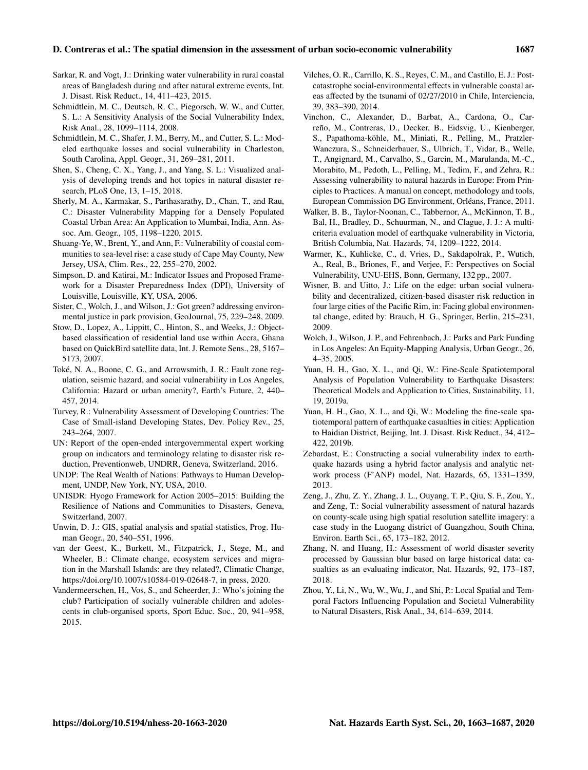Sarkar, R. and Vogt, J.: Drinking water vulnerability in rural coastal areas of Bangladesh during and after natural extreme events, Int. J. Disast. Risk Reduct., 14, 411–423, 2015.

Schmidtlein, M. C., Deutsch, R. C., Piegorsch, W. W., and Cutter, S. L.: A Sensitivity Analysis of the Social Vulnerability Index, Risk Anal., 28, 1099–1114, 2008.

Schmidtlein, M. C., Shafer, J. M., Berry, M., and Cutter, S. L.: Modeled earthquake losses and social vulnerability in Charleston, South Carolina, Appl. Geogr., 31, 269–281, 2011.

Shen, S., Cheng, C. X., Yang, J., and Yang, S. L.: Visualized analysis of developing trends and hot topics in natural disaster research, PLoS One, 13, 1–15, 2018.

Sherly, M. A., Karmakar, S., Parthasarathy, D., Chan, T., and Rau, C.: Disaster Vulnerability Mapping for a Densely Populated Coastal Urban Area: An Application to Mumbai, India, Ann. Assoc. Am. Geogr., 105, 1198–1220, 2015.

Shuang-Ye, W., Brent, Y., and Ann, F.: Vulnerability of coastal communities to sea-level rise: a case study of Cape May County, New Jersey, USA, Clim. Res., 22, 255–270, 2002.

Simpson, D. and Katirai, M.: Indicator Issues and Proposed Framework for a Disaster Preparedness Index (DPI), University of Louisville, Louisville, KY, USA, 2006.

Sister, C., Wolch, J., and Wilson, J.: Got green? addressing environmental justice in park provision, GeoJournal, 75, 229–248, 2009.

Stow, D., Lopez, A., Lippitt, C., Hinton, S., and Weeks, J.: Object-based classification of residential land use within Accra, Ghana based on QuickBird satellite data, Int. J. Remote Sens., 28, 5167–5173, 2007.

Toké, N. A., Boone, C. G., and Arrowsmith, J. R.: Fault zone regulation, seismic hazard, and social vulnerability in Los Angeles, California: Hazard or urban amenity?, Earth's Future, 2, 440–457, 2014.

Turvey, R.: Vulnerability Assessment of Developing Countries: The Case of Small-island Developing States, Dev. Policy Rev., 25, 243–264, 2007.

UN: Report of the open-ended intergovernmental expert working group on indicators and terminology relating to disaster risk reduction, Preventionweb, UNDRR, Geneva, Switzerland, 2016.

UNDP: The Real Wealth of Nations: Pathways to Human Development, UNDP, New York, NY, USA, 2010.

UNISDR: Hyogo Framework for Action 2005–2015: Building the Resilience of Nations and Communities to Disasters, Geneva, Switzerland, 2007.

Unwin, D. J.: GIS, spatial analysis and spatial statistics, Prog. Human Geogr., 20, 540–551, 1996.

van der Geest, K., Burkett, M., Fitzpatrick, J., Stege, M., and Wheeler, B.: Climate change, ecosystem services and migration in the Marshall Islands: are they related?, Climatic Change, https://doi.org/10.1007/s10584-019-02648-7, in press, 2020.

Vandermeerschen, H., Vos, S., and Scheerder, J.: Who's joining the club? Participation of socially vulnerable children and adolescents in club-organised sports, Sport Educ. Soc., 20, 941–958, 2015.

Vilches, O. R., Carrillo, K. S., Reyes, C. M., and Castillo, E. J.: Post-catastrophe social-environmental effects in vulnerable coastal areas affected by the tsunami of 02/27/2010 in Chile, Interciencia, 39, 383–390, 2014.

Vinchon, C., Alexander, D., Barbat, A., Cardona, O., Carreño, M., Contreras, D., Decker, B., Eidsvig, U., Kienberger, S., Papathoma-köhle, M., Miniati, R., Pelling, M., Pratzler-Wanczura, S., Schneiderbauer, S., Ulbrich, T., Vidar, B., Welle, T., Angignard, M., Carvalho, S., Garcin, M., Marulanda, M.-C., Morabito, M., Pedoth, L., Pelling, M., Tedim, F., and Zehra, R.: Assessing vulnerability to natural hazards in Europe: From Principles to Practices. A manual on concept, methodology and tools, European Commission DG Environment, Orléans, France, 2011.

Walker, B. B., Taylor-Noonan, C., Tabbernor, A., McKinnon, T. B., Bal, H., Bradley, D., Schuurman, N., and Clague, J. J.: A multi-criteria evaluation model of earthquake vulnerability in Victoria, British Columbia, Nat. Hazards, 74, 1209–1222, 2014.

Warmer, K., Kuhlicke, C., d. Vries, D., Sakdapolrak, P., Wutich, A., Real, B., Briones, F., and Verjee, F.: Perspectives on Social Vulnerability, UNU-EHS, Bonn, Germany, 132 pp., 2007.

Wisner, B. and Uitto, J.: Life on the edge: urban social vulnerability and decentralized, citizen-based disaster risk reduction in four large cities of the Pacific Rim, in: Facing global environmental change, edited by: Brauch, H. G., Springer, Berlin, 215–231, 2009.

Wolch, J., Wilson, J. P., and Fehrenbach, J.: Parks and Park Funding in Los Angeles: An Equity-Mapping Analysis, Urban Geogr., 26, 4–35, 2005.

Yuan, H. H., Gao, X. L., and Qi, W.: Fine-Scale Spatiotemporal Analysis of Population Vulnerability to Earthquake Disasters: Theoretical Models and Application to Cities, Sustainability, 11, 19, 2019a.

Yuan, H. H., Gao, X. L., and Qi, W.: Modeling the fine-scale spatiotemporal pattern of earthquake casualties in cities: Application to Haidian District, Beijing, Int. J. Disast. Risk Reduct., 34, 412–422, 2019b.

Zebardast, E.: Constructing a social vulnerability index to earthquake hazards using a hybrid factor analysis and analytic network process (F'ANP) model, Nat. Hazards, 65, 1331–1359, 2013.

Zeng, J., Zhu, Z. Y., Zhang, J. L., Ouyang, T. P., Qiu, S. F., Zou, Y., and Zeng, T.: Social vulnerability assessment of natural hazards on county-scale using high spatial resolution satellite imagery: a case study in the Luogang district of Guangzhou, South China, Environ. Earth Sci., 65, 173–182, 2012.

Zhang, N. and Huang, H.: Assessment of world disaster severity processed by Gaussian blur based on large historical data: casualties as an evaluating indicator, Nat. Hazards, 92, 173–187, 2018.

Zhou, Y., Li, N., Wu, W., Wu, J., and Shi, P.: Local Spatial and Temporal Factors Influencing Population and Societal Vulnerability to Natural Disasters, Risk Anal., 34, 614–639, 2014.